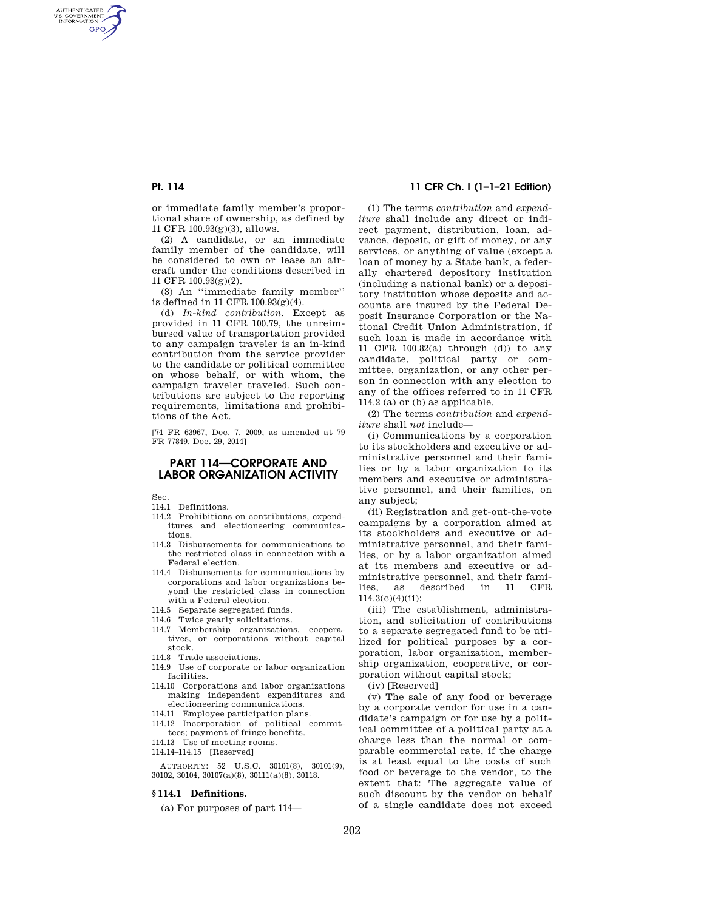or immediate family member's proportional share of ownership, as defined by 11 CFR 100.93(g)(3), allows.

(2) A candidate, or an immediate family member of the candidate, will be considered to own or lease an aircraft under the conditions described in 11 CFR 100.93(g)(2).

(3) An ''immediate family member'' is defined in 11 CFR 100.93(g)(4).

(d) *In-kind contribution.* Except as provided in 11 CFR 100.79, the unreimbursed value of transportation provided to any campaign traveler is an in-kind contribution from the service provider to the candidate or political committee on whose behalf, or with whom, the campaign traveler traveled. Such contributions are subject to the reporting requirements, limitations and prohibitions of the Act.

[74 FR 63967, Dec. 7, 2009, as amended at 79 FR 77849, Dec. 29, 2014]

# PART 114—CORPORATE AND LABOR ORGANIZATION ACTIVITY

Sec.
114.1 Definitions.
114.2 Prohibitions on contributions, expenditures and electioneering communications.
114.3 Disbursements for communications to the restricted class in connection with a Federal election.
114.4 Disbursements for communications by corporations and labor organizations beyond the restricted class in connection with a Federal election.
114.5 Separate segregated funds.
114.6 Twice yearly solicitations.
114.7 Membership organizations, cooperatives, or corporations without capital stock.
114.8 Trade associations.
114.9 Use of corporate or labor organization facilities.
114.10 Corporations and labor organizations making independent expenditures and electioneering communications.
114.11 Employee participation plans.
114.12 Incorporation of political committees; payment of fringe benefits.
114.13 Use of meeting rooms.
114.14–114.15 [Reserved]

AUTHORITY: 52 U.S.C. 30101(8), 30101(9), 30102, 30104, 30107(a)(8), 30111(a)(8), 30118.

## § 114.1 Definitions.

(a) For purposes of part 114—

(1) The terms *contribution* and *expenditure* shall include any direct or indirect payment, distribution, loan, advance, deposit, or gift of money, or any services, or anything of value (except a loan of money by a State bank, a federally chartered depository institution (including a national bank) or a depository institution whose deposits and accounts are insured by the Federal Deposit Insurance Corporation or the National Credit Union Administration, if such loan is made in accordance with 11 CFR 100.82(a) through (d)) to any candidate, political party or committee, organization, or any other person in connection with any election to any of the offices referred to in 11 CFR 114.2 (a) or (b) as applicable.

(2) The terms *contribution* and *expenditure* shall *not* include—

(i) Communications by a corporation to its stockholders and executive or administrative personnel and their families or by a labor organization to its members and executive or administrative personnel, and their families, on any subject;

(ii) Registration and get-out-the-vote campaigns by a corporation aimed at its stockholders and executive or administrative personnel, and their families, or by a labor organization aimed at its members and executive or administrative personnel, and their families, as described in 11 CFR 114.3(c)(4)(ii);

(iii) The establishment, administration, and solicitation of contributions to a separate segregated fund to be utilized for political purposes by a corporation, labor organization, membership organization, cooperative, or corporation without capital stock;

(iv) [Reserved]

(v) The sale of any food or beverage by a corporate vendor for use in a candidate's campaign or for use by a political committee of a political party at a charge less than the normal or comparable commercial rate, if the charge is at least equal to the costs of such food or beverage to the vendor, to the extent that: The aggregate value of such discount by the vendor on behalf of a single candidate does not exceed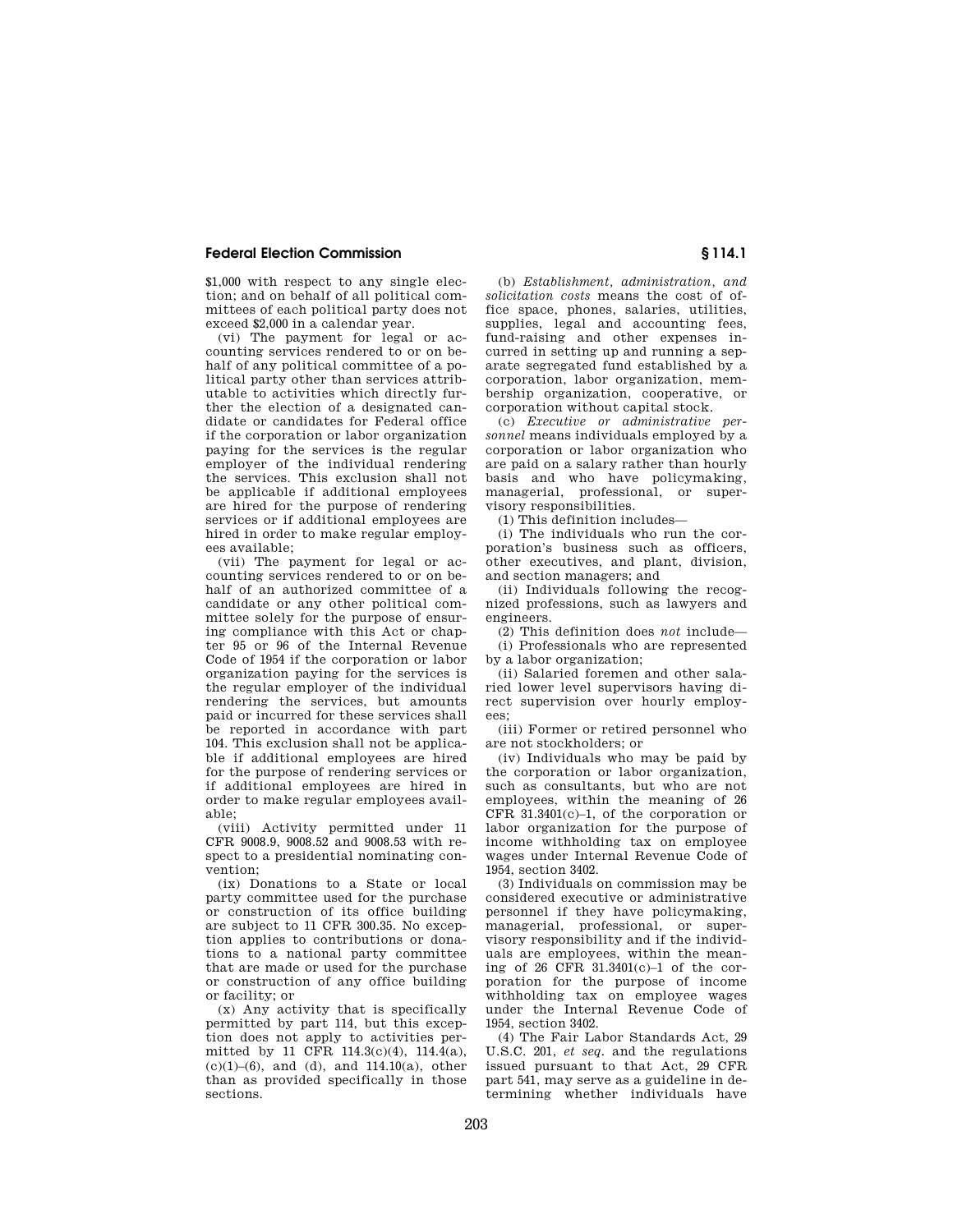$1,000 with respect to any single election; and on behalf of all political committees of each political party does not exceed $2,000 in a calendar year.

(vi) The payment for legal or accounting services rendered to or on behalf of any political committee of a political party other than services attributable to activities which directly further the election of a designated candidate or candidates for Federal office if the corporation or labor organization paying for the services is the regular employer of the individual rendering the services. This exclusion shall not be applicable if additional employees are hired for the purpose of rendering services or if additional employees are hired in order to make regular employees available;

(vii) The payment for legal or accounting services rendered to or on behalf of an authorized committee of a candidate or any other political committee solely for the purpose of ensuring compliance with this Act or chapter 95 or 96 of the Internal Revenue Code of 1954 if the corporation or labor organization paying for the services is the regular employer of the individual rendering the services, but amounts paid or incurred for these services shall be reported in accordance with part 104. This exclusion shall not be applicable if additional employees are hired for the purpose of rendering services or if additional employees are hired in order to make regular employees available;

(viii) Activity permitted under 11 CFR 9008.9, 9008.52 and 9008.53 with respect to a presidential nominating convention;

(ix) Donations to a State or local party committee used for the purchase or construction of its office building are subject to 11 CFR 300.35. No exception applies to contributions or donations to a national party committee that are made or used for the purchase or construction of any office building or facility; or

(x) Any activity that is specifically permitted by part 114, but this exception does not apply to activities permitted by 11 CFR 114.3(c)(4), 114.4(a), (c)(1)–(6), and (d), and 114.10(a), other than as provided specifically in those sections.

(b) *Establishment, administration, and solicitation costs* means the cost of office space, phones, salaries, utilities, supplies, legal and accounting fees, fund-raising and other expenses incurred in setting up and running a separate segregated fund established by a corporation, labor organization, membership organization, cooperative, or corporation without capital stock.

(c) *Executive or administrative personnel* means individuals employed by a corporation or labor organization who are paid on a salary rather than hourly basis and who have policymaking, managerial, professional, or supervisory responsibilities.

(1) This definition includes—

(i) The individuals who run the corporation's business such as officers, other executives, and plant, division, and section managers; and

(ii) Individuals following the recognized professions, such as lawyers and engineers.

(2) This definition does *not* include—

(i) Professionals who are represented by a labor organization;

(ii) Salaried foremen and other salaried lower level supervisors having direct supervision over hourly employees;

(iii) Former or retired personnel who are not stockholders; or

(iv) Individuals who may be paid by the corporation or labor organization, such as consultants, but who are not employees, within the meaning of 26 CFR 31.3401(c)–1, of the corporation or labor organization for the purpose of income withholding tax on employee wages under Internal Revenue Code of 1954, section 3402.

(3) Individuals on commission may be considered executive or administrative personnel if they have policymaking, managerial, professional, or supervisory responsibility and if the individuals are employees, within the meaning of 26 CFR 31.3401(c)–1 of the corporation for the purpose of income withholding tax on employee wages under the Internal Revenue Code of 1954, section 3402.

(4) The Fair Labor Standards Act, 29 U.S.C. 201, *et seq.* and the regulations issued pursuant to that Act, 29 CFR part 541, may serve as a guideline in determining whether individuals have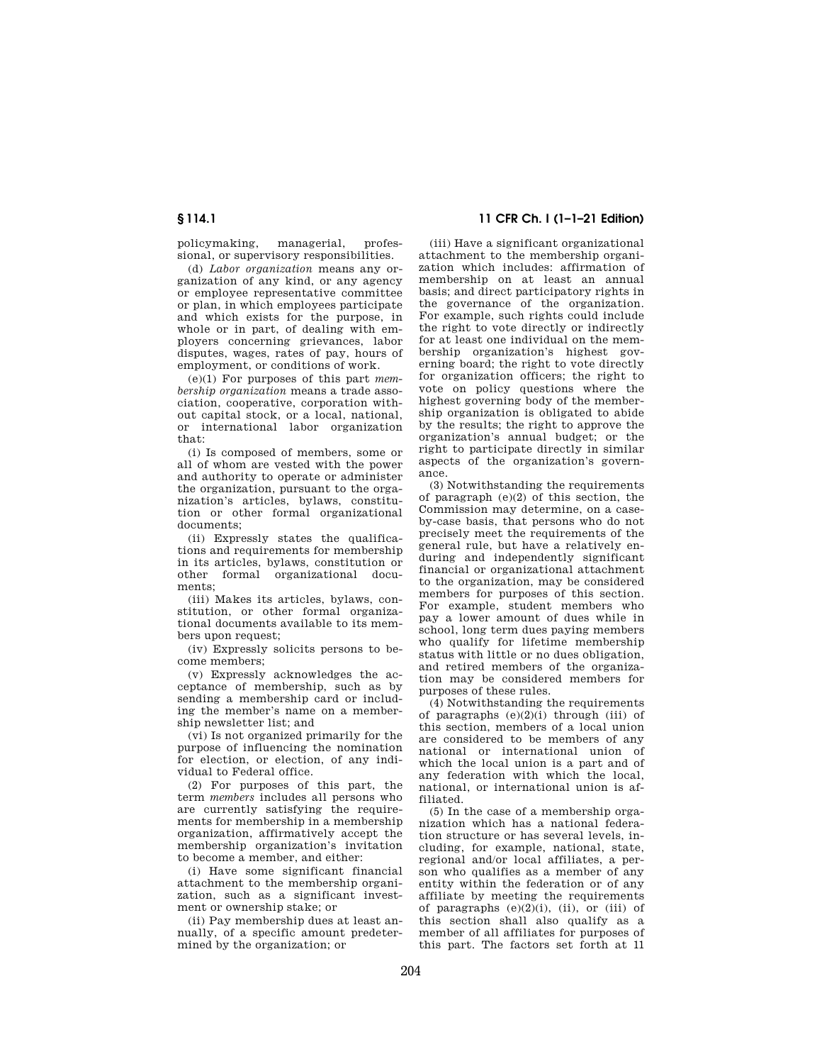policymaking, managerial, professional, or supervisory responsibilities.

(d) *Labor organization* means any organization of any kind, or any agency or employee representative committee or plan, in which employees participate and which exists for the purpose, in whole or in part, of dealing with employers concerning grievances, labor disputes, wages, rates of pay, hours of employment, or conditions of work.

(e)(1) For purposes of this part *membership organization* means a trade association, cooperative, corporation without capital stock, or a local, national, or international labor organization that:

(i) Is composed of members, some or all of whom are vested with the power and authority to operate or administer the organization, pursuant to the organization's articles, bylaws, constitution or other formal organizational documents;

(ii) Expressly states the qualifications and requirements for membership in its articles, bylaws, constitution or other formal organizational documents;

(iii) Makes its articles, bylaws, constitution, or other formal organizational documents available to its members upon request;

(iv) Expressly solicits persons to become members;

(v) Expressly acknowledges the acceptance of membership, such as by sending a membership card or including the member's name on a membership newsletter list; and

(vi) Is not organized primarily for the purpose of influencing the nomination for election, or election, of any individual to Federal office.

(2) For purposes of this part, the term *members* includes all persons who are currently satisfying the requirements for membership in a membership organization, affirmatively accept the membership organization's invitation to become a member, and either:

(i) Have some significant financial attachment to the membership organization, such as a significant investment or ownership stake; or

(ii) Pay membership dues at least annually, of a specific amount predetermined by the organization; or

(iii) Have a significant organizational attachment to the membership organization which includes: affirmation of membership on at least an annual basis; and direct participatory rights in the governance of the organization. For example, such rights could include the right to vote directly or indirectly for at least one individual on the membership organization's highest governing board; the right to vote directly for organization officers; the right to vote on policy questions where the highest governing body of the membership organization is obligated to abide by the results; the right to approve the organization's annual budget; or the right to participate directly in similar aspects of the organization's governance.

(3) Notwithstanding the requirements of paragraph (e)(2) of this section, the Commission may determine, on a case-by-case basis, that persons who do not precisely meet the requirements of the general rule, but have a relatively enduring and independently significant financial or organizational attachment to the organization, may be considered members for purposes of this section. For example, student members who pay a lower amount of dues while in school, long term dues paying members who qualify for lifetime membership status with little or no dues obligation, and retired members of the organization may be considered members for purposes of these rules.

(4) Notwithstanding the requirements of paragraphs (e)(2)(i) through (iii) of this section, members of a local union are considered to be members of any national or international union of which the local union is a part and of any federation with which the local, national, or international union is affiliated.

(5) In the case of a membership organization which has a national federation structure or has several levels, including, for example, national, state, regional and/or local affiliates, a person who qualifies as a member of any entity within the federation or of any affiliate by meeting the requirements of paragraphs (e)(2)(i), (ii), or (iii) of this section shall also qualify as a member of all affiliates for purposes of this part. The factors set forth at 11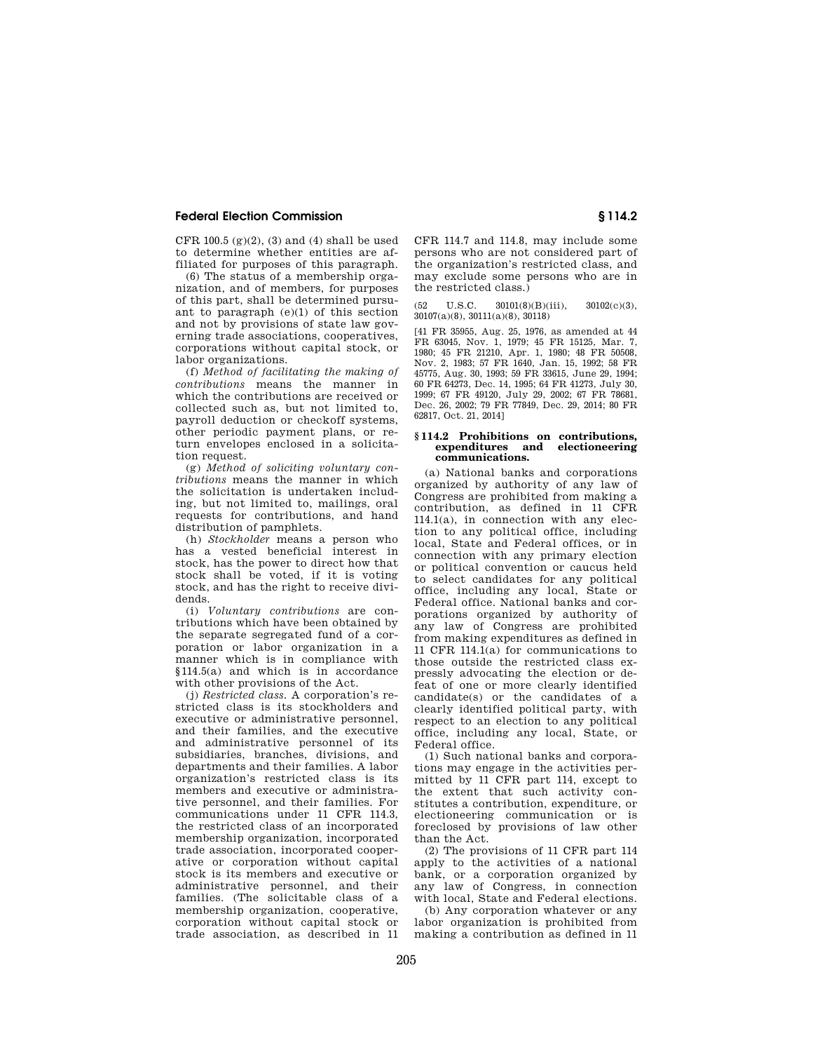CFR 100.5 (g)(2), (3) and (4) shall be used to determine whether entities are affiliated for purposes of this paragraph.

(6) The status of a membership organization, and of members, for purposes of this part, shall be determined pursuant to paragraph (e)(1) of this section and not by provisions of state law governing trade associations, cooperatives, corporations without capital stock, or labor organizations.

(f) *Method of facilitating the making of contributions* means the manner in which the contributions are received or collected such as, but not limited to, payroll deduction or checkoff systems, other periodic payment plans, or return envelopes enclosed in a solicitation request.

(g) *Method of soliciting voluntary contributions* means the manner in which the solicitation is undertaken including, but not limited to, mailings, oral requests for contributions, and hand distribution of pamphlets.

(h) *Stockholder* means a person who has a vested beneficial interest in stock, has the power to direct how that stock shall be voted, if it is voting stock, and has the right to receive dividends.

(i) *Voluntary contributions* are contributions which have been obtained by the separate segregated fund of a corporation or labor organization in a manner which is in compliance with §114.5(a) and which is in accordance with other provisions of the Act.

(j) *Restricted class.* A corporation's restricted class is its stockholders and executive or administrative personnel, and their families, and the executive and administrative personnel of its subsidiaries, branches, divisions, and departments and their families. A labor organization's restricted class is its members and executive or administrative personnel, and their families. For communications under 11 CFR 114.3, the restricted class of an incorporated membership organization, incorporated trade association, incorporated cooperative or corporation without capital stock is its members and executive or administrative personnel, and their families. (The solicitable class of a membership organization, cooperative, corporation without capital stock or trade association, as described in 11 CFR 114.7 and 114.8, may include some persons who are not considered part of the organization's restricted class, and may exclude some persons who are in the restricted class.)

(52 U.S.C. 30101(8)(B)(iii), 30102(c)(3), 30107(a)(8), 30111(a)(8), 30118)

[41 FR 35955, Aug. 25, 1976, as amended at 44 FR 63045, Nov. 1, 1979; 45 FR 15125, Mar. 7, 1980; 45 FR 21210, Apr. 1, 1980; 48 FR 50508, Nov. 2, 1983; 57 FR 1640, Jan. 15, 1992; 58 FR 45775, Aug. 30, 1993; 59 FR 33615, June 29, 1994; 60 FR 64273, Dec. 14, 1995; 64 FR 41273, July 30, 1999; 67 FR 49120, July 29, 2002; 67 FR 78681, Dec. 26, 2002; 79 FR 77849, Dec. 29, 2014; 80 FR 62817, Oct. 21, 2014]

### §114.2 Prohibitions on contributions, expenditures and electioneering communications.

(a) National banks and corporations organized by authority of any law of Congress are prohibited from making a contribution, as defined in 11 CFR 114.1(a), in connection with any election to any political office, including local, State and Federal offices, or in connection with any primary election or political convention or caucus held to select candidates for any political office, including any local, State or Federal office. National banks and corporations organized by authority of any law of Congress are prohibited from making expenditures as defined in 11 CFR 114.1(a) for communications to those outside the restricted class expressly advocating the election or defeat of one or more clearly identified candidate(s) or the candidates of a clearly identified political party, with respect to an election to any political office, including any local, State, or Federal office.

(1) Such national banks and corporations may engage in the activities permitted by 11 CFR part 114, except to the extent that such activity constitutes a contribution, expenditure, or electioneering communication or is foreclosed by provisions of law other than the Act.

(2) The provisions of 11 CFR part 114 apply to the activities of a national bank, or a corporation organized by any law of Congress, in connection with local, State and Federal elections.

(b) Any corporation whatever or any labor organization is prohibited from making a contribution as defined in 11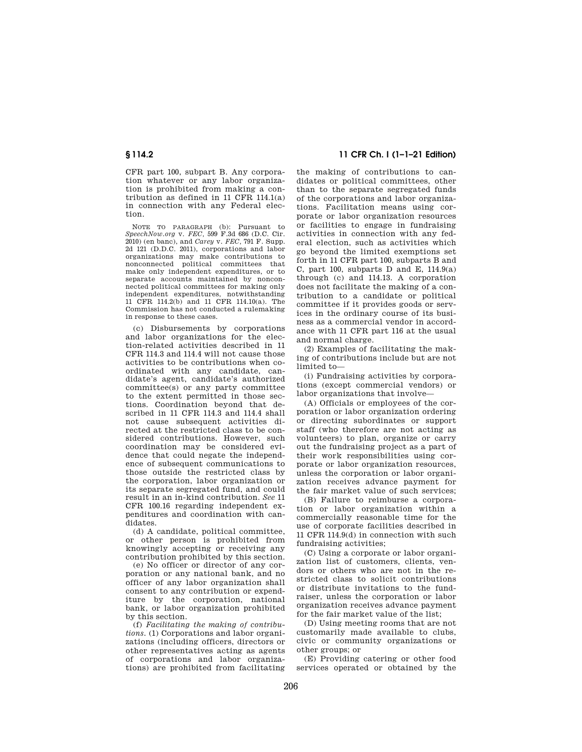CFR part 100, subpart B. Any corporation whatever or any labor organization is prohibited from making a contribution as defined in 11 CFR 114.1(a) in connection with any Federal election.

NOTE TO PARAGRAPH (b): Pursuant to *SpeechNow.org* v. *FEC*, 599 F.3d 686 (D.C. Cir. 2010) (en banc), and *Carey* v. *FEC*, 791 F. Supp. 2d 121 (D.D.C. 2011), corporations and labor organizations may make contributions to nonconnected political committees that make only independent expenditures, or to separate accounts maintained by nonconnected political committees for making only independent expenditures, notwithstanding 11 CFR 114.2(b) and 11 CFR 114.10(a). The Commission has not conducted a rulemaking in response to these cases.

(c) Disbursements by corporations and labor organizations for the election-related activities described in 11 CFR 114.3 and 114.4 will not cause those activities to be contributions when coordinated with any candidate, candidate's agent, candidate's authorized committee(s) or any party committee to the extent permitted in those sections. Coordination beyond that described in 11 CFR 114.3 and 114.4 shall not cause subsequent activities directed at the restricted class to be considered contributions. However, such coordination may be considered evidence that could negate the independence of subsequent communications to those outside the restricted class by the corporation, labor organization or its separate segregated fund, and could result in an in-kind contribution. *See* 11 CFR 100.16 regarding independent expenditures and coordination with candidates.

(d) A candidate, political committee, or other person is prohibited from knowingly accepting or receiving any contribution prohibited by this section.

(e) No officer or director of any corporation or any national bank, and no officer of any labor organization shall consent to any contribution or expenditure by the corporation, national bank, or labor organization prohibited by this section.

(f) *Facilitating the making of contributions.* (1) Corporations and labor organizations (including officers, directors or other representatives acting as agents of corporations and labor organizations) are prohibited from facilitating the making of contributions to candidates or political committees, other than to the separate segregated funds of the corporations and labor organizations. Facilitation means using corporate or labor organization resources or facilities to engage in fundraising activities in connection with any federal election, such as activities which go beyond the limited exemptions set forth in 11 CFR part 100, subparts B and C, part 100, subparts D and E, 114.9(a) through (c) and 114.13. A corporation does not facilitate the making of a contribution to a candidate or political committee if it provides goods or services in the ordinary course of its business as a commercial vendor in accordance with 11 CFR part 116 at the usual and normal charge.

(2) Examples of facilitating the making of contributions include but are not limited to—

(i) Fundraising activities by corporations (except commercial vendors) or labor organizations that involve—

(A) Officials or employees of the corporation or labor organization ordering or directing subordinates or support staff (who therefore are not acting as volunteers) to plan, organize or carry out the fundraising project as a part of their work responsibilities using corporate or labor organization resources, unless the corporation or labor organization receives advance payment for the fair market value of such services;

(B) Failure to reimburse a corporation or labor organization within a commercially reasonable time for the use of corporate facilities described in 11 CFR 114.9(d) in connection with such fundraising activities;

(C) Using a corporate or labor organization list of customers, clients, vendors or others who are not in the restricted class to solicit contributions or distribute invitations to the fundraiser, unless the corporation or labor organization receives advance payment for the fair market value of the list;

(D) Using meeting rooms that are not customarily made available to clubs, civic or community organizations or other groups; or

(E) Providing catering or other food services operated or obtained by the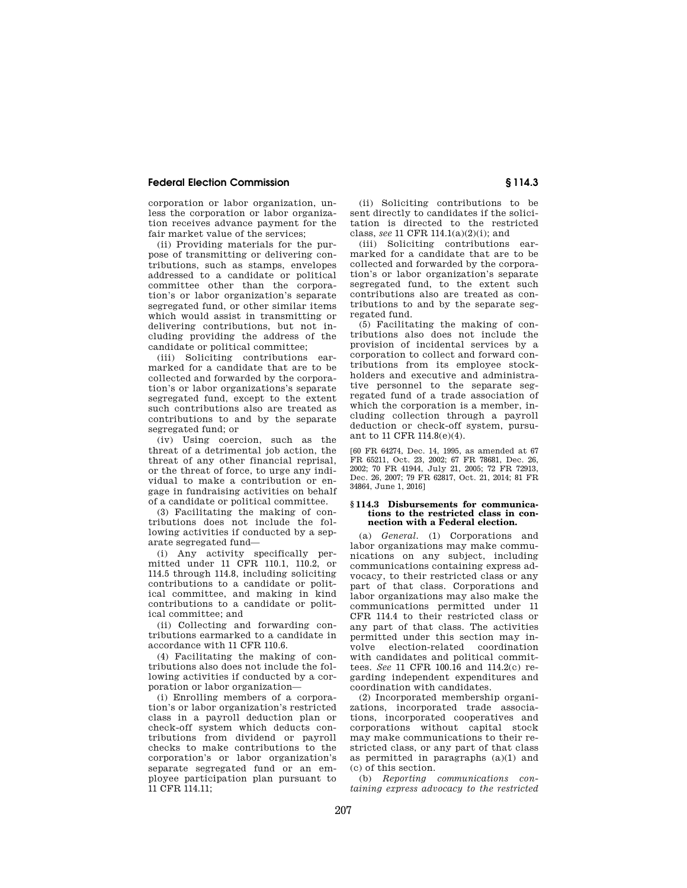corporation or labor organization, unless the corporation or labor organization receives advance payment for the fair market value of the services;

(ii) Providing materials for the purpose of transmitting or delivering contributions, such as stamps, envelopes addressed to a candidate or political committee other than the corporation's or labor organization's separate segregated fund, or other similar items which would assist in transmitting or delivering contributions, but not including providing the address of the candidate or political committee;

(iii) Soliciting contributions earmarked for a candidate that are to be collected and forwarded by the corporation's or labor organizations's separate segregated fund, except to the extent such contributions also are treated as contributions to and by the separate segregated fund; or

(iv) Using coercion, such as the threat of a detrimental job action, the threat of any other financial reprisal, or the threat of force, to urge any individual to make a contribution or engage in fundraising activities on behalf of a candidate or political committee.

(3) Facilitating the making of contributions does not include the following activities if conducted by a separate segregated fund—

(i) Any activity specifically permitted under 11 CFR 110.1, 110.2, or 114.5 through 114.8, including soliciting contributions to a candidate or political committee, and making in kind contributions to a candidate or political committee; and

(ii) Collecting and forwarding contributions earmarked to a candidate in accordance with 11 CFR 110.6.

(4) Facilitating the making of contributions also does not include the following activities if conducted by a corporation or labor organization—

(i) Enrolling members of a corporation's or labor organization's restricted class in a payroll deduction plan or check-off system which deducts contributions from dividend or payroll checks to make contributions to the corporation's or labor organization's separate segregated fund or an employee participation plan pursuant to 11 CFR 114.11;

(ii) Soliciting contributions to be sent directly to candidates if the solicitation is directed to the restricted class, *see* 11 CFR 114.1(a)(2)(i); and

(iii) Soliciting contributions earmarked for a candidate that are to be collected and forwarded by the corporation's or labor organization's separate segregated fund, to the extent such contributions also are treated as contributions to and by the separate segregated fund.

(5) Facilitating the making of contributions also does not include the provision of incidental services by a corporation to collect and forward contributions from its employee stockholders and executive and administrative personnel to the separate segregated fund of a trade association of which the corporation is a member, including collection through a payroll deduction or check-off system, pursuant to 11 CFR 114.8(e)(4).

[60 FR 64274, Dec. 14, 1995, as amended at 67 FR 65211, Oct. 23, 2002; 67 FR 78681, Dec. 26, 2002; 70 FR 41944, July 21, 2005; 72 FR 72913, Dec. 26, 2007; 79 FR 62817, Oct. 21, 2014; 81 FR 34864, June 1, 2016]

### § 114.3 Disbursements for communications to the restricted class in connection with a Federal election.

(a) *General.* (1) Corporations and labor organizations may make communications on any subject, including communications containing express advocacy, to their restricted class or any part of that class. Corporations and labor organizations may also make the communications permitted under 11 CFR 114.4 to their restricted class or any part of that class. The activities permitted under this section may involve election-related coordination with candidates and political committees. *See* 11 CFR 100.16 and 114.2(c) regarding independent expenditures and coordination with candidates.

(2) Incorporated membership organizations, incorporated trade associations, incorporated cooperatives and corporations without capital stock may make communications to their restricted class, or any part of that class as permitted in paragraphs (a)(1) and (c) of this section.

(b) *Reporting communications containing express advocacy to the restricted*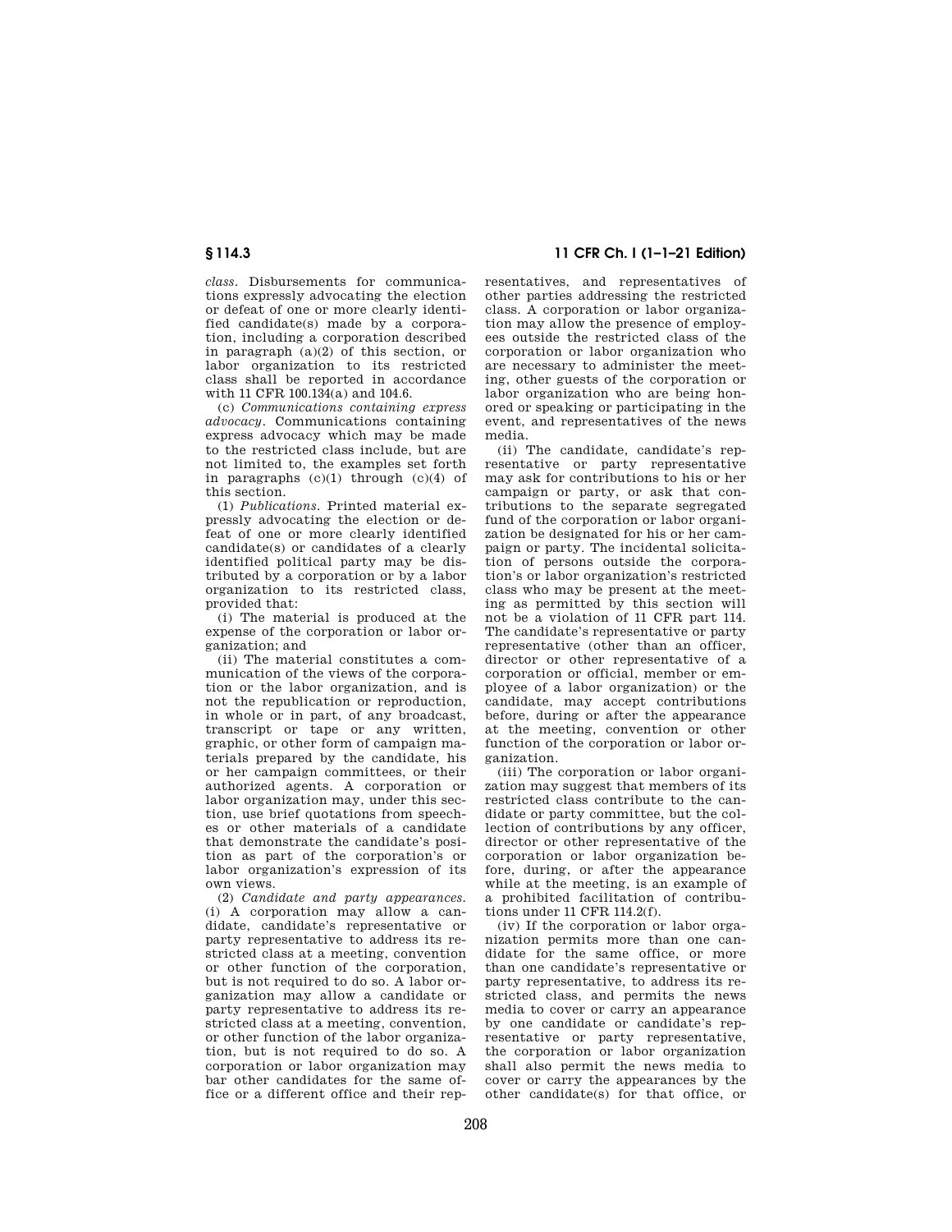*class*. Disbursements for communications expressly advocating the election or defeat of one or more clearly identified candidate(s) made by a corporation, including a corporation described in paragraph (a)(2) of this section, or labor organization to its restricted class shall be reported in accordance with 11 CFR 100.134(a) and 104.6.

(c) *Communications containing express advocacy*. Communications containing express advocacy which may be made to the restricted class include, but are not limited to, the examples set forth in paragraphs (c)(1) through (c)(4) of this section.

(1) *Publications*. Printed material expressly advocating the election or defeat of one or more clearly identified candidate(s) or candidates of a clearly identified political party may be distributed by a corporation or by a labor organization to its restricted class, provided that:

(i) The material is produced at the expense of the corporation or labor organization; and

(ii) The material constitutes a communication of the views of the corporation or the labor organization, and is not the republication or reproduction, in whole or in part, of any broadcast, transcript or tape or any written, graphic, or other form of campaign materials prepared by the candidate, his or her campaign committees, or their authorized agents. A corporation or labor organization may, under this section, use brief quotations from speeches or other materials of a candidate that demonstrate the candidate's position as part of the corporation's or labor organization's expression of its own views.

(2) *Candidate and party appearances*. (i) A corporation may allow a candidate, candidate's representative or party representative to address its restricted class at a meeting, convention or other function of the corporation, but is not required to do so. A labor organization may allow a candidate or party representative to address its restricted class at a meeting, convention, or other function of the labor organization, but is not required to do so. A corporation or labor organization may bar other candidates for the same office or a different office and their representatives, and representatives of other parties addressing the restricted class. A corporation or labor organization may allow the presence of employees outside the restricted class of the corporation or labor organization who are necessary to administer the meeting, other guests of the corporation or labor organization who are being honored or speaking or participating in the event, and representatives of the news media.

(ii) The candidate, candidate's representative or party representative may ask for contributions to his or her campaign or party, or ask that contributions to the separate segregated fund of the corporation or labor organization be designated for his or her campaign or party. The incidental solicitation of persons outside the corporation's or labor organization's restricted class who may be present at the meeting as permitted by this section will not be a violation of 11 CFR part 114. The candidate's representative or party representative (other than an officer, director or other representative of a corporation or official, member or employee of a labor organization) or the candidate, may accept contributions before, during or after the appearance at the meeting, convention or other function of the corporation or labor organization.

(iii) The corporation or labor organization may suggest that members of its restricted class contribute to the candidate or party committee, but the collection of contributions by any officer, director or other representative of the corporation or labor organization before, during, or after the appearance while at the meeting, is an example of a prohibited facilitation of contributions under 11 CFR 114.2(f).

(iv) If the corporation or labor organization permits more than one candidate for the same office, or more than one candidate's representative or party representative, to address its restricted class, and permits the news media to cover or carry an appearance by one candidate or candidate's representative or party representative, the corporation or labor organization shall also permit the news media to cover or carry the appearances by the other candidate(s) for that office, or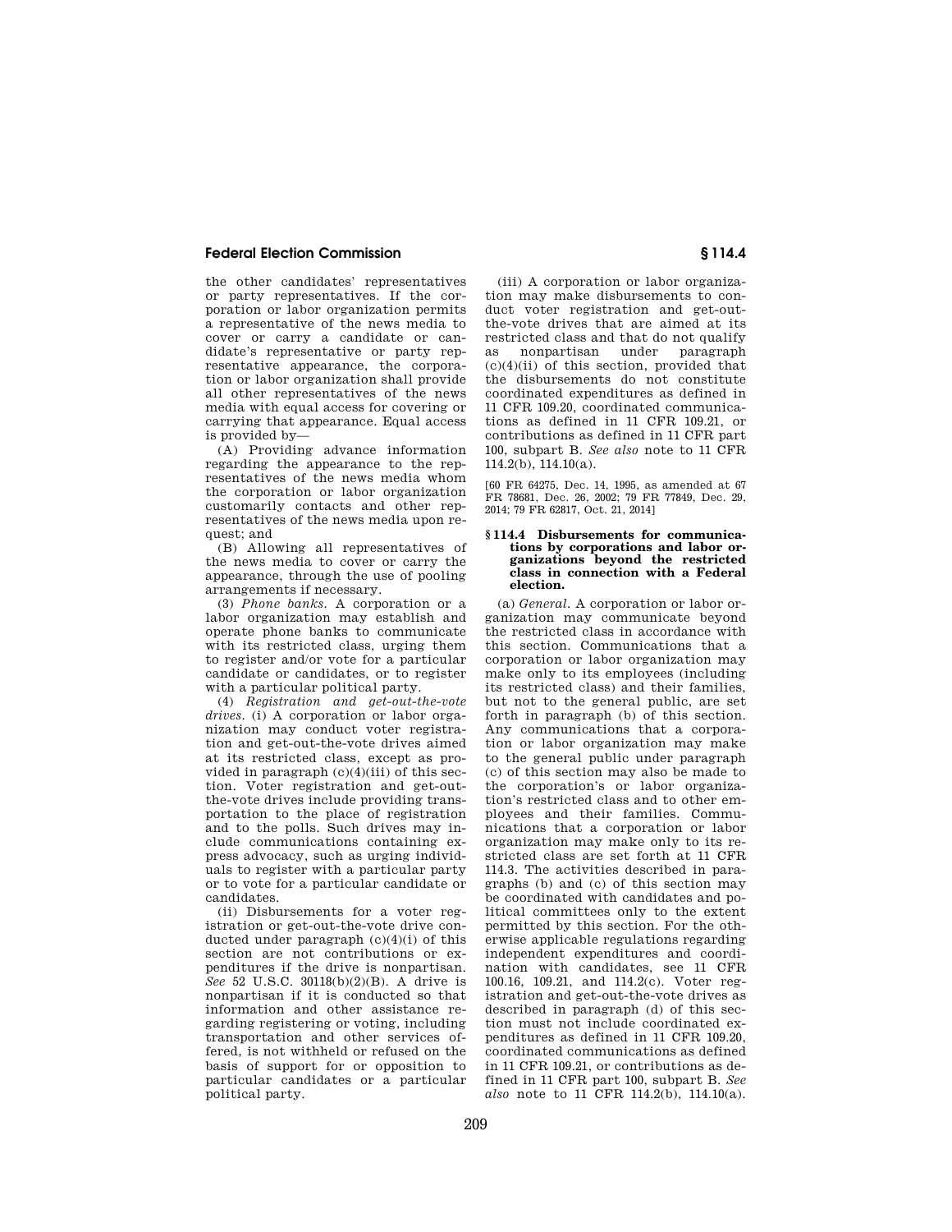the other candidates' representatives or party representatives. If the corporation or labor organization permits a representative of the news media to cover or carry a candidate or candidate's representative or party representative appearance, the corporation or labor organization shall provide all other representatives of the news media with equal access for covering or carrying that appearance. Equal access is provided by—

(A) Providing advance information regarding the appearance to the representatives of the news media whom the corporation or labor organization customarily contacts and other representatives of the news media upon request; and

(B) Allowing all representatives of the news media to cover or carry the appearance, through the use of pooling arrangements if necessary.

(3) *Phone banks.* A corporation or a labor organization may establish and operate phone banks to communicate with its restricted class, urging them to register and/or vote for a particular candidate or candidates, or to register with a particular political party.

(4) *Registration and get-out-the-vote drives.* (i) A corporation or labor organization may conduct voter registration and get-out-the-vote drives aimed at its restricted class, except as provided in paragraph (c)(4)(iii) of this section. Voter registration and get-out-the-vote drives include providing transportation to the place of registration and to the polls. Such drives may include communications containing express advocacy, such as urging individuals to register with a particular party or to vote for a particular candidate or candidates.

(ii) Disbursements for a voter registration or get-out-the-vote drive conducted under paragraph (c)(4)(i) of this section are not contributions or expenditures if the drive is nonpartisan. *See* 52 U.S.C. 30118(b)(2)(B). A drive is nonpartisan if it is conducted so that information and other assistance regarding registering or voting, including transportation and other services offered, is not withheld or refused on the basis of support for or opposition to particular candidates or a particular political party.

(iii) A corporation or labor organization may make disbursements to conduct voter registration and get-out-the-vote drives that are aimed at its restricted class and that do not qualify as nonpartisan under paragraph (c)(4)(ii) of this section, provided that the disbursements do not constitute coordinated expenditures as defined in 11 CFR 109.20, coordinated communications as defined in 11 CFR 109.21, or contributions as defined in 11 CFR part 100, subpart B. *See also* note to 11 CFR 114.2(b), 114.10(a).

[60 FR 64275, Dec. 14, 1995, as amended at 67 FR 78681, Dec. 26, 2002; 79 FR 77849, Dec. 29, 2014; 79 FR 62817, Oct. 21, 2014]

### § 114.4 Disbursements for communications by corporations and labor organizations beyond the restricted class in connection with a Federal election.

(a) *General.* A corporation or labor organization may communicate beyond the restricted class in accordance with this section. Communications that a corporation or labor organization may make only to its employees (including its restricted class) and their families, but not to the general public, are set forth in paragraph (b) of this section. Any communications that a corporation or labor organization may make to the general public under paragraph (c) of this section may also be made to the corporation's or labor organization's restricted class and to other employees and their families. Communications that a corporation or labor organization may make only to its restricted class are set forth at 11 CFR 114.3. The activities described in paragraphs (b) and (c) of this section may be coordinated with candidates and political committees only to the extent permitted by this section. For the otherwise applicable regulations regarding independent expenditures and coordination with candidates, see 11 CFR 100.16, 109.21, and 114.2(c). Voter registration and get-out-the-vote drives as described in paragraph (d) of this section must not include coordinated expenditures as defined in 11 CFR 109.20, coordinated communications as defined in 11 CFR 109.21, or contributions as defined in 11 CFR part 100, subpart B. *See also* note to 11 CFR 114.2(b), 114.10(a).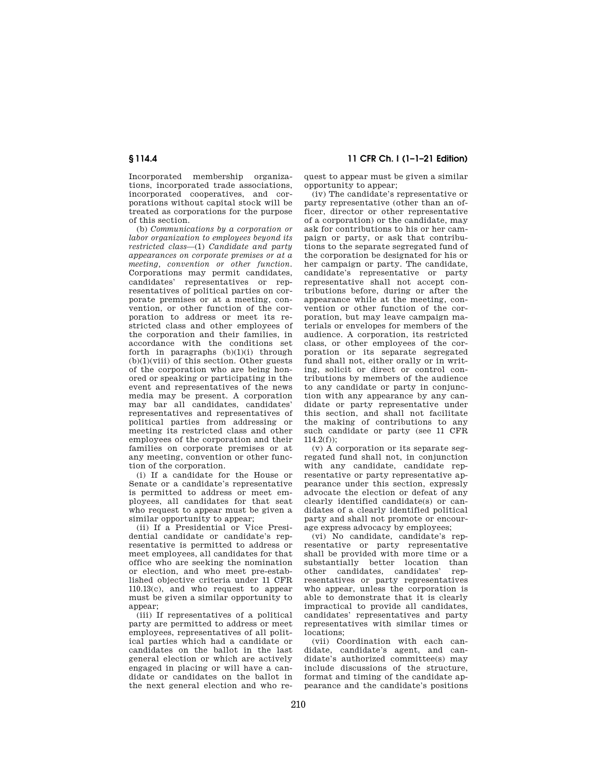Incorporated membership organizations, incorporated trade associations, incorporated cooperatives, and corporations without capital stock will be treated as corporations for the purpose of this section.

(b) *Communications by a corporation or labor organization to employees beyond its restricted class*—(1) *Candidate and party appearances on corporate premises or at a meeting, convention or other function.* Corporations may permit candidates, candidates' representatives or representatives of political parties on corporate premises or at a meeting, convention, or other function of the corporation to address or meet its restricted class and other employees of the corporation and their families, in accordance with the conditions set forth in paragraphs (b)(1)(i) through (b)(1)(viii) of this section. Other guests of the corporation who are being honored or speaking or participating in the event and representatives of the news media may be present. A corporation may bar all candidates, candidates' representatives and representatives of political parties from addressing or meeting its restricted class and other employees of the corporation and their families on corporate premises or at any meeting, convention or other function of the corporation.

(i) If a candidate for the House or Senate or a candidate's representative is permitted to address or meet employees, all candidates for that seat who request to appear must be given a similar opportunity to appear;

(ii) If a Presidential or Vice Presidential candidate or candidate's representative is permitted to address or meet employees, all candidates for that office who are seeking the nomination or election, and who meet pre-established objective criteria under 11 CFR 110.13(c), and who request to appear must be given a similar opportunity to appear;

(iii) If representatives of a political party are permitted to address or meet employees, representatives of all political parties which had a candidate or candidates on the ballot in the last general election or which are actively engaged in placing or will have a candidate or candidates on the ballot in the next general election and who request to appear must be given a similar opportunity to appear;

(iv) The candidate's representative or party representative (other than an officer, director or other representative of a corporation) or the candidate, may ask for contributions to his or her campaign or party, or ask that contributions to the separate segregated fund of the corporation be designated for his or her campaign or party. The candidate, candidate's representative or party representative shall not accept contributions before, during or after the appearance while at the meeting, convention or other function of the corporation, but may leave campaign materials or envelopes for members of the audience. A corporation, its restricted class, or other employees of the corporation or its separate segregated fund shall not, either orally or in writing, solicit or direct or control contributions by members of the audience to any candidate or party in conjunction with any appearance by any candidate or party representative under this section, and shall not facilitate the making of contributions to any such candidate or party (see 11 CFR 114.2(f));

(v) A corporation or its separate segregated fund shall not, in conjunction with any candidate, candidate representative or party representative appearance under this section, expressly advocate the election or defeat of any clearly identified candidate(s) or candidates of a clearly identified political party and shall not promote or encourage express advocacy by employees;

(vi) No candidate, candidate's representative or party representative shall be provided with more time or a substantially better location than other candidates, candidates' representatives or party representatives who appear, unless the corporation is able to demonstrate that it is clearly impractical to provide all candidates, candidates' representatives and party representatives with similar times or locations;

(vii) Coordination with each candidate, candidate's agent, and candidate's authorized committee(s) may include discussions of the structure, format and timing of the candidate appearance and the candidate's positions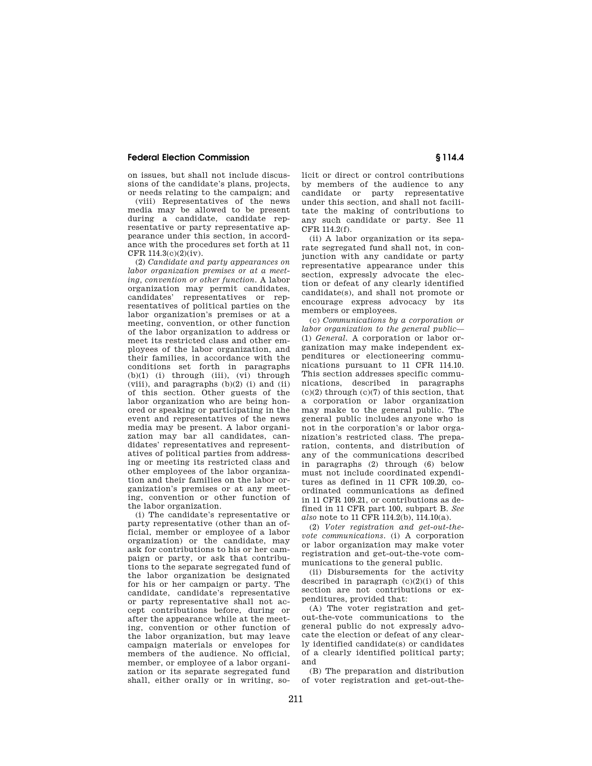on issues, but shall not include discussions of the candidate's plans, projects, or needs relating to the campaign; and

(viii) Representatives of the news media may be allowed to be present during a candidate, candidate representative or party representative appearance under this section, in accordance with the procedures set forth at 11 CFR 114.3(c)(2)(iv).

(2) *Candidate and party appearances on labor organization premises or at a meeting, convention or other function.* A labor organization may permit candidates, candidates' representatives or representatives of political parties on the labor organization's premises or at a meeting, convention, or other function of the labor organization to address or meet its restricted class and other employees of the labor organization, and their families, in accordance with the conditions set forth in paragraphs (b)(1) (i) through (iii), (vi) through (viii), and paragraphs (b)(2) (i) and (ii) of this section. Other guests of the labor organization who are being honored or speaking or participating in the event and representatives of the news media may be present. A labor organization may bar all candidates, candidates' representatives and representatives of political parties from addressing or meeting its restricted class and other employees of the labor organization and their families on the labor organization's premises or at any meeting, convention or other function of the labor organization.

(i) The candidate's representative or party representative (other than an official, member or employee of a labor organization) or the candidate, may ask for contributions to his or her campaign or party, or ask that contributions to the separate segregated fund of the labor organization be designated for his or her campaign or party. The candidate, candidate's representative or party representative shall not accept contributions before, during or after the appearance while at the meeting, convention or other function of the labor organization, but may leave campaign materials or envelopes for members of the audience. No official, member, or employee of a labor organization or its separate segregated fund shall, either orally or in writing, solicit or direct or control contributions by members of the audience to any candidate or party representative under this section, and shall not facilitate the making of contributions to any such candidate or party. See 11 CFR 114.2(f).

(ii) A labor organization or its separate segregated fund shall not, in conjunction with any candidate or party representative appearance under this section, expressly advocate the election or defeat of any clearly identified candidate(s), and shall not promote or encourage express advocacy by its members or employees.

(c) *Communications by a corporation or labor organization to the general public*—(1) *General.* A corporation or labor organization may make independent expenditures or electioneering communications pursuant to 11 CFR 114.10. This section addresses specific communications, described in paragraphs (c)(2) through (c)(7) of this section, that a corporation or labor organization may make to the general public. The general public includes anyone who is not in the corporation's or labor organization's restricted class. The preparation, contents, and distribution of any of the communications described in paragraphs (2) through (6) below must not include coordinated expenditures as defined in 11 CFR 109.20, coordinated communications as defined in 11 CFR 109.21, or contributions as defined in 11 CFR part 100, subpart B. *See also* note to 11 CFR 114.2(b), 114.10(a).

(2) *Voter registration and get-out-the-vote communications.* (i) A corporation or labor organization may make voter registration and get-out-the-vote communications to the general public.

(ii) Disbursements for the activity described in paragraph (c)(2)(i) of this section are not contributions or expenditures, provided that:

(A) The voter registration and get-out-the-vote communications to the general public do not expressly advocate the election or defeat of any clearly identified candidate(s) or candidates of a clearly identified political party; and

(B) The preparation and distribution of voter registration and get-out-the-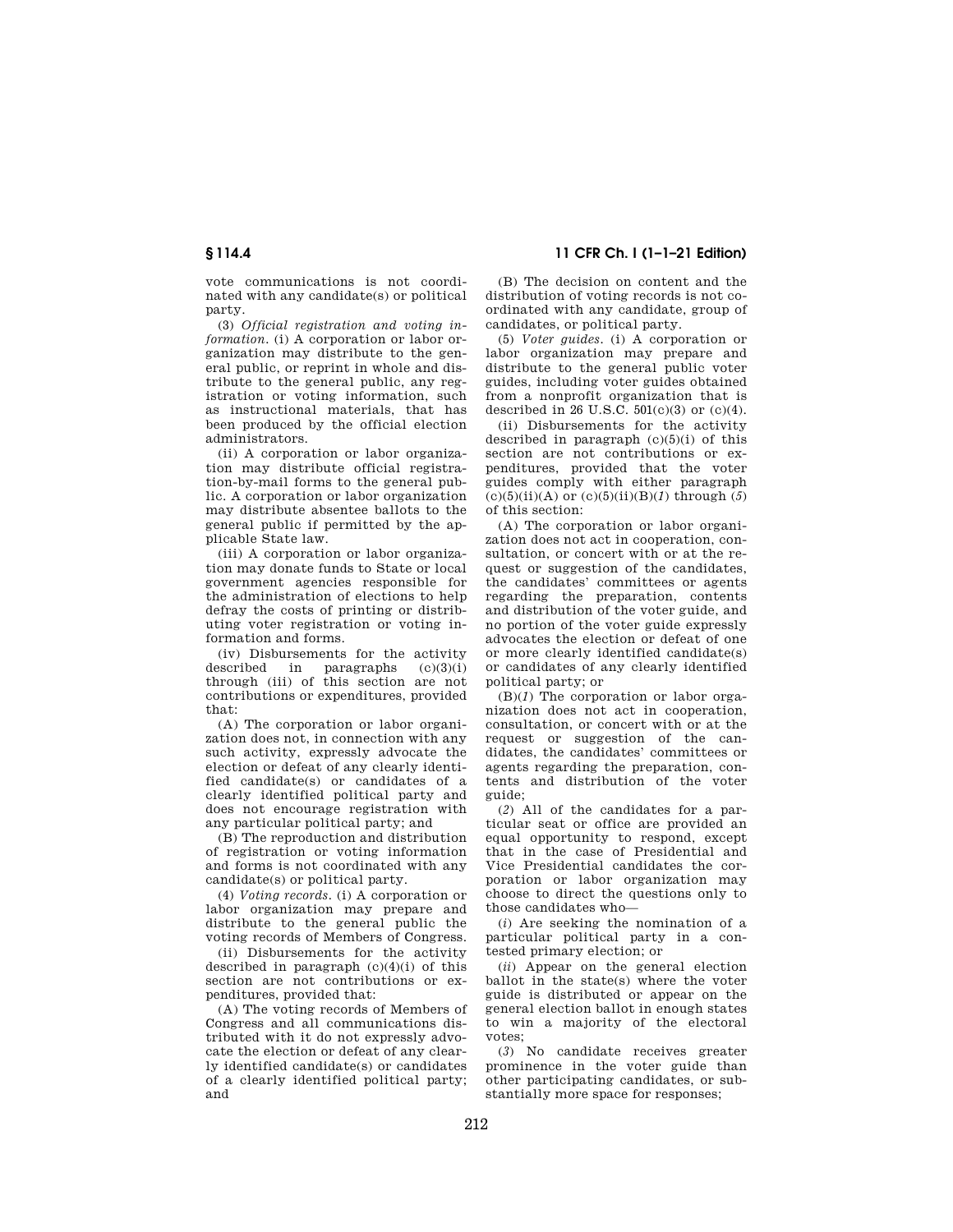vote communications is not coordinated with any candidate(s) or political party.

(3) *Official registration and voting information.* (i) A corporation or labor organization may distribute to the general public, or reprint in whole and distribute to the general public, any registration or voting information, such as instructional materials, that has been produced by the official election administrators.

(ii) A corporation or labor organization may distribute official registration-by-mail forms to the general public. A corporation or labor organization may distribute absentee ballots to the general public if permitted by the applicable State law.

(iii) A corporation or labor organization may donate funds to State or local government agencies responsible for the administration of elections to help defray the costs of printing or distributing voter registration or voting information and forms.

(iv) Disbursements for the activity described in paragraphs (c)(3)(i) through (iii) of this section are not contributions or expenditures, provided that:

(A) The corporation or labor organization does not, in connection with any such activity, expressly advocate the election or defeat of any clearly identified candidate(s) or candidates of a clearly identified political party and does not encourage registration with any particular political party; and

(B) The reproduction and distribution of registration or voting information and forms is not coordinated with any candidate(s) or political party.

(4) *Voting records.* (i) A corporation or labor organization may prepare and distribute to the general public the voting records of Members of Congress.

(ii) Disbursements for the activity described in paragraph (c)(4)(i) of this section are not contributions or expenditures, provided that:

(A) The voting records of Members of Congress and all communications distributed with it do not expressly advocate the election or defeat of any clearly identified candidate(s) or candidates of a clearly identified political party; and

(B) The decision on content and the distribution of voting records is not coordinated with any candidate, group of candidates, or political party.

(5) *Voter guides.* (i) A corporation or labor organization may prepare and distribute to the general public voter guides, including voter guides obtained from a nonprofit organization that is described in 26 U.S.C. 501(c)(3) or (c)(4).

(ii) Disbursements for the activity described in paragraph (c)(5)(i) of this section are not contributions or expenditures, provided that the voter guides comply with either paragraph (c)(5)(ii)(A) or (c)(5)(ii)(B)(*1*) through (*5*) of this section:

(A) The corporation or labor organization does not act in cooperation, consultation, or concert with or at the request or suggestion of the candidates, the candidates' committees or agents regarding the preparation, contents and distribution of the voter guide, and no portion of the voter guide expressly advocates the election or defeat of one or more clearly identified candidate(s) or candidates of any clearly identified political party; or

(B)(*1*) The corporation or labor organization does not act in cooperation, consultation, or concert with or at the request or suggestion of the candidates, the candidates' committees or agents regarding the preparation, contents and distribution of the voter guide;

(*2*) All of the candidates for a particular seat or office are provided an equal opportunity to respond, except that in the case of Presidential and Vice Presidential candidates the corporation or labor organization may choose to direct the questions only to those candidates who—

(*i*) Are seeking the nomination of a particular political party in a contested primary election; or

(*ii*) Appear on the general election ballot in the state(s) where the voter guide is distributed or appear on the general election ballot in enough states to win a majority of the electoral votes;

(*3*) No candidate receives greater prominence in the voter guide than other participating candidates, or substantially more space for responses;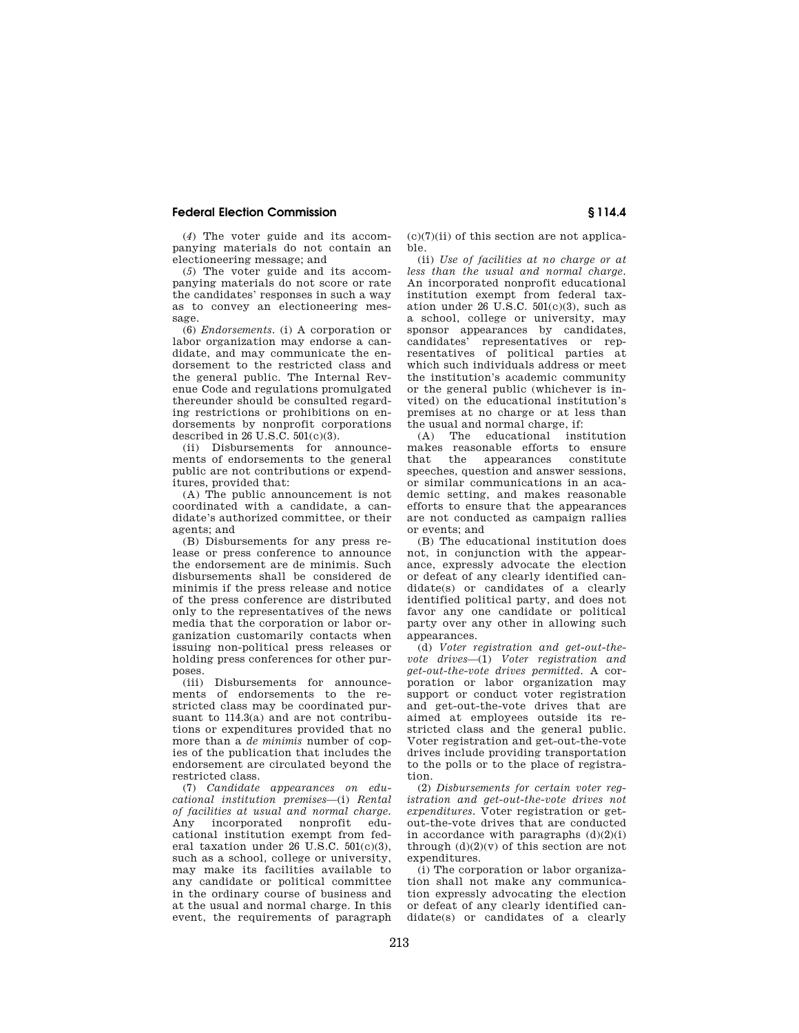(*4*) The voter guide and its accompanying materials do not contain an electioneering message; and

(*5*) The voter guide and its accompanying materials do not score or rate the candidates' responses in such a way as to convey an electioneering message.

(6) *Endorsements.* (i) A corporation or labor organization may endorse a candidate, and may communicate the endorsement to the restricted class and the general public. The Internal Revenue Code and regulations promulgated thereunder should be consulted regarding restrictions or prohibitions on endorsements by nonprofit corporations described in 26 U.S.C. 501(c)(3).

(ii) Disbursements for announcements of endorsements to the general public are not contributions or expenditures, provided that:

(A) The public announcement is not coordinated with a candidate, a candidate's authorized committee, or their agents; and

(B) Disbursements for any press release or press conference to announce the endorsement are de minimis. Such disbursements shall be considered de minimis if the press release and notice of the press conference are distributed only to the representatives of the news media that the corporation or labor organization customarily contacts when issuing non-political press releases or holding press conferences for other purposes.

(iii) Disbursements for announcements of endorsements to the restricted class may be coordinated pursuant to 114.3(a) and are not contributions or expenditures provided that no more than a *de minimis* number of copies of the publication that includes the endorsement are circulated beyond the restricted class.

(7) *Candidate appearances on educational institution premises*—(i) *Rental of facilities at usual and normal charge.* Any incorporated nonprofit educational institution exempt from federal taxation under 26 U.S.C. 501(c)(3), such as a school, college or university, may make its facilities available to any candidate or political committee in the ordinary course of business and at the usual and normal charge. In this event, the requirements of paragraph (c)(7)(ii) of this section are not applicable.

(ii) *Use of facilities at no charge or at less than the usual and normal charge.* An incorporated nonprofit educational institution exempt from federal taxation under 26 U.S.C. 501(c)(3), such as a school, college or university, may sponsor appearances by candidates, candidates' representatives or representatives of political parties at which such individuals address or meet the institution's academic community or the general public (whichever is invited) on the educational institution's premises at no charge or at less than the usual and normal charge, if:

(A) The educational institution makes reasonable efforts to ensure that the appearances constitute speeches, question and answer sessions, or similar communications in an academic setting, and makes reasonable efforts to ensure that the appearances are not conducted as campaign rallies or events; and

(B) The educational institution does not, in conjunction with the appearance, expressly advocate the election or defeat of any clearly identified candidate(s) or candidates of a clearly identified political party, and does not favor any one candidate or political party over any other in allowing such appearances.

(d) *Voter registration and get-out-the-vote drives*—(1) *Voter registration and get-out-the-vote drives permitted.* A corporation or labor organization may support or conduct voter registration and get-out-the-vote drives that are aimed at employees outside its restricted class and the general public. Voter registration and get-out-the-vote drives include providing transportation to the polls or to the place of registration.

(2) *Disbursements for certain voter registration and get-out-the-vote drives not expenditures.* Voter registration or get-out-the-vote drives that are conducted in accordance with paragraphs (d)(2)(i) through (d)(2)(v) of this section are not expenditures.

(i) The corporation or labor organization shall not make any communication expressly advocating the election or defeat of any clearly identified candidate(s) or candidates of a clearly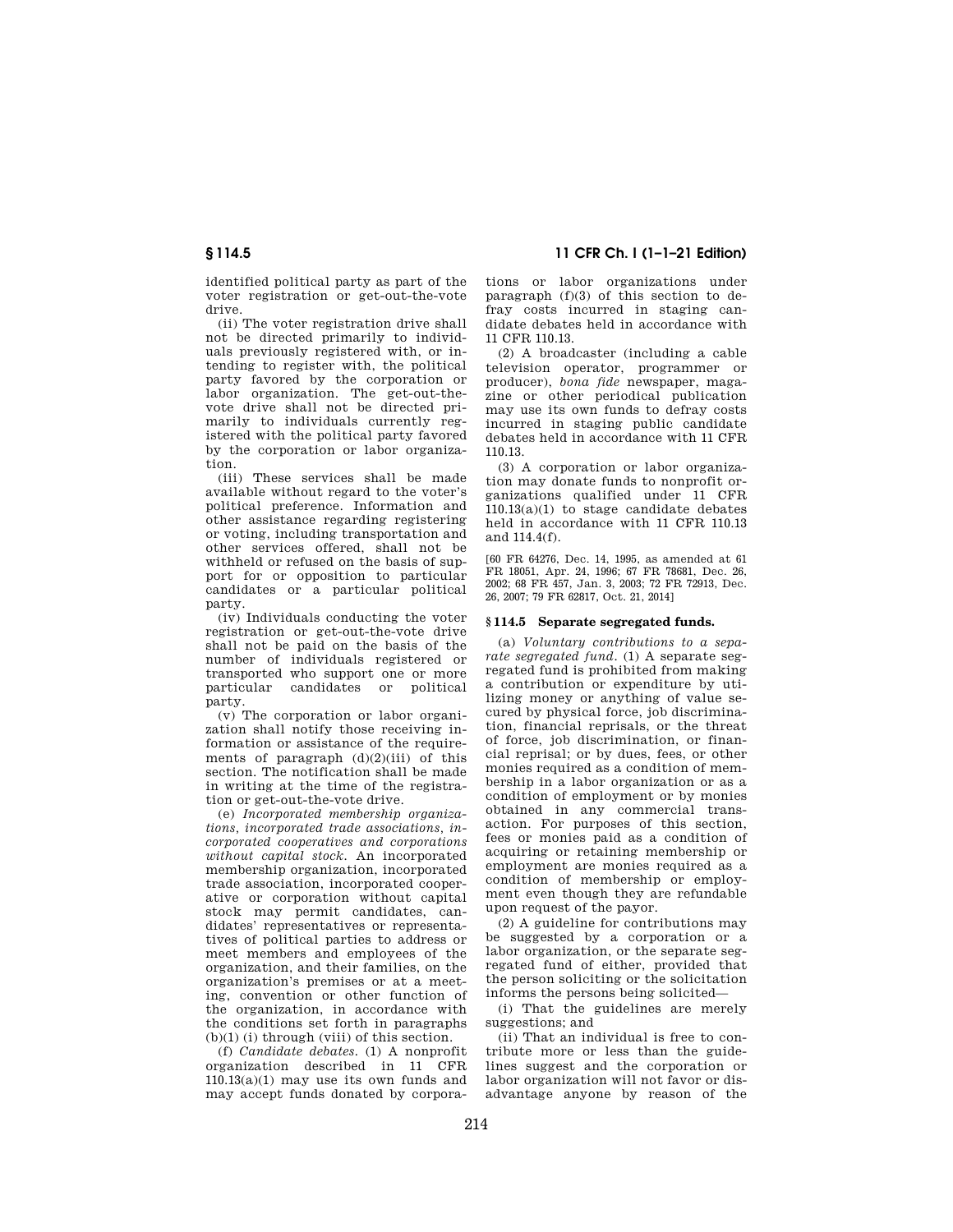identified political party as part of the voter registration or get-out-the-vote drive.

(ii) The voter registration drive shall not be directed primarily to individuals previously registered with, or intending to register with, the political party favored by the corporation or labor organization. The get-out-the-vote drive shall not be directed primarily to individuals currently registered with the political party favored by the corporation or labor organization.

(iii) These services shall be made available without regard to the voter's political preference. Information and other assistance regarding registering or voting, including transportation and other services offered, shall not be withheld or refused on the basis of support for or opposition to particular candidates or a particular political party.

(iv) Individuals conducting the voter registration or get-out-the-vote drive shall not be paid on the basis of the number of individuals registered or transported who support one or more particular candidates or political party.

(v) The corporation or labor organization shall notify those receiving information or assistance of the requirements of paragraph (d)(2)(iii) of this section. The notification shall be made in writing at the time of the registration or get-out-the-vote drive.

(e) *Incorporated membership organizations, incorporated trade associations, incorporated cooperatives and corporations without capital stock.* An incorporated membership organization, incorporated trade association, incorporated cooperative or corporation without capital stock may permit candidates, candidates' representatives or representatives of political parties to address or meet members and employees of the organization, and their families, on the organization's premises or at a meeting, convention or other function of the organization, in accordance with the conditions set forth in paragraphs (b)(1) (i) through (viii) of this section.

(f) *Candidate debates.* (1) A nonprofit organization described in 11 CFR 110.13(a)(1) may use its own funds and may accept funds donated by corporations or labor organizations under paragraph (f)(3) of this section to defray costs incurred in staging candidate debates held in accordance with 11 CFR 110.13.

(2) A broadcaster (including a cable television operator, programmer or producer), *bona fide* newspaper, magazine or other periodical publication may use its own funds to defray costs incurred in staging public candidate debates held in accordance with 11 CFR 110.13.

(3) A corporation or labor organization may donate funds to nonprofit organizations qualified under 11 CFR 110.13(a)(1) to stage candidate debates held in accordance with 11 CFR 110.13 and 114.4(f).

[60 FR 64276, Dec. 14, 1995, as amended at 61 FR 18051, Apr. 24, 1996; 67 FR 78681, Dec. 26, 2002; 68 FR 457, Jan. 3, 2003; 72 FR 72913, Dec. 26, 2007; 79 FR 62817, Oct. 21, 2014]

## § 114.5 Separate segregated funds.

(a) *Voluntary contributions to a separate segregated fund.* (1) A separate segregated fund is prohibited from making a contribution or expenditure by utilizing money or anything of value secured by physical force, job discrimination, financial reprisals, or the threat of force, job discrimination, or financial reprisal; or by dues, fees, or other monies required as a condition of membership in a labor organization or as a condition of employment or by monies obtained in any commercial transaction. For purposes of this section, fees or monies paid as a condition of acquiring or retaining membership or employment are monies required as a condition of membership or employment even though they are refundable upon request of the payor.

(2) A guideline for contributions may be suggested by a corporation or a labor organization, or the separate segregated fund of either, provided that the person soliciting or the solicitation informs the persons being solicited—

(i) That the guidelines are merely suggestions; and

(ii) That an individual is free to contribute more or less than the guidelines suggest and the corporation or labor organization will not favor or disadvantage anyone by reason of the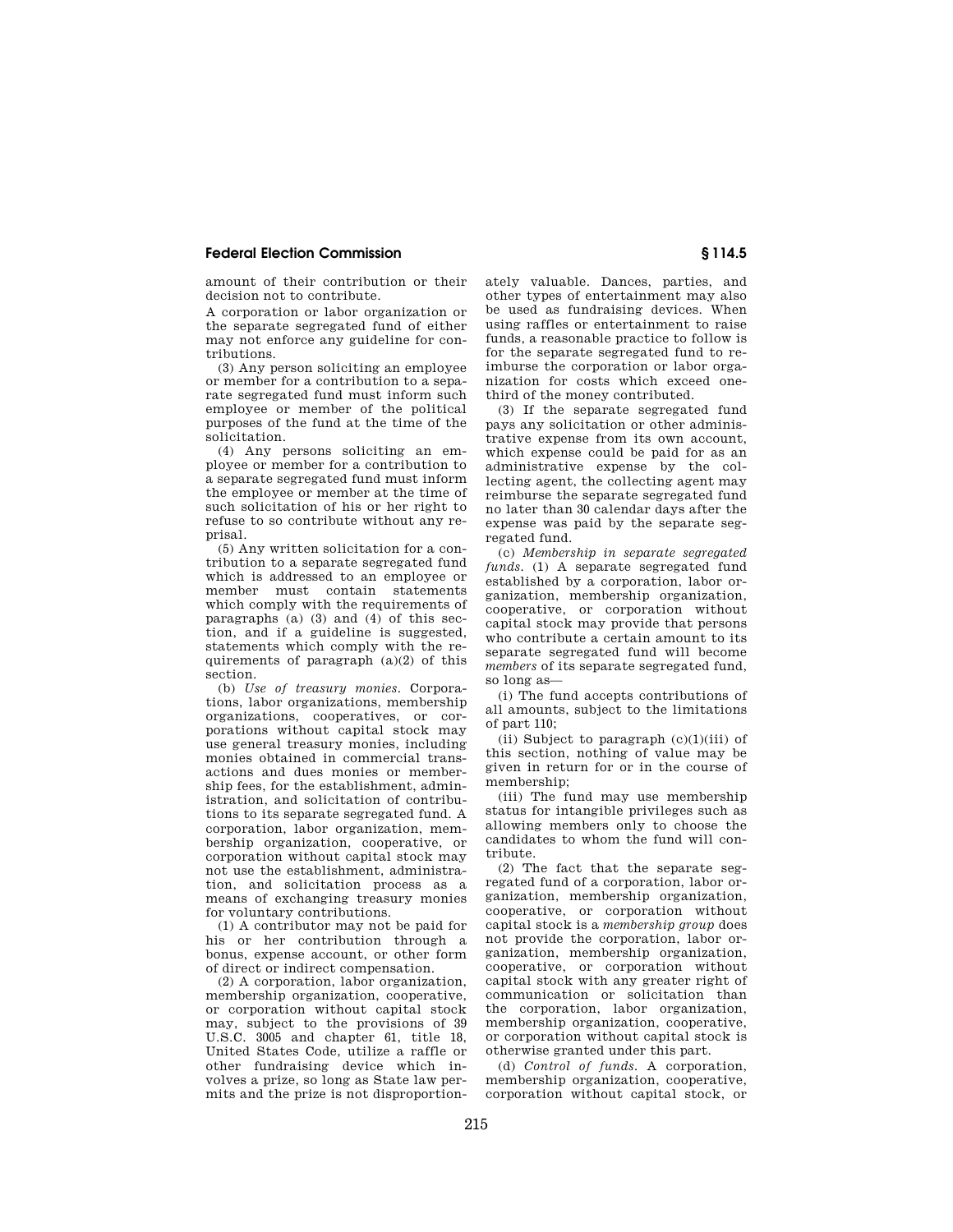amount of their contribution or their decision not to contribute.

A corporation or labor organization or the separate segregated fund of either may not enforce any guideline for contributions.

(3) Any person soliciting an employee or member for a contribution to a separate segregated fund must inform such employee or member of the political purposes of the fund at the time of the solicitation.

(4) Any persons soliciting an employee or member for a contribution to a separate segregated fund must inform the employee or member at the time of such solicitation of his or her right to refuse to so contribute without any reprisal.

(5) Any written solicitation for a contribution to a separate segregated fund which is addressed to an employee or member must contain statements which comply with the requirements of paragraphs (a) (3) and (4) of this section, and if a guideline is suggested, statements which comply with the requirements of paragraph (a)(2) of this section.

(b) *Use of treasury monies.* Corporations, labor organizations, membership organizations, cooperatives, or corporations without capital stock may use general treasury monies, including monies obtained in commercial transactions and dues monies or membership fees, for the establishment, administration, and solicitation of contributions to its separate segregated fund. A corporation, labor organization, membership organization, cooperative, or corporation without capital stock may not use the establishment, administration, and solicitation process as a means of exchanging treasury monies for voluntary contributions.

(1) A contributor may not be paid for his or her contribution through a bonus, expense account, or other form of direct or indirect compensation.

(2) A corporation, labor organization, membership organization, cooperative, or corporation without capital stock may, subject to the provisions of 39 U.S.C. 3005 and chapter 61, title 18, United States Code, utilize a raffle or other fundraising device which involves a prize, so long as State law permits and the prize is not disproportionately valuable. Dances, parties, and other types of entertainment may also be used as fundraising devices. When using raffles or entertainment to raise funds, a reasonable practice to follow is for the separate segregated fund to reimburse the corporation or labor organization for costs which exceed one-third of the money contributed.

(3) If the separate segregated fund pays any solicitation or other administrative expense from its own account, which expense could be paid for as an administrative expense by the collecting agent, the collecting agent may reimburse the separate segregated fund no later than 30 calendar days after the expense was paid by the separate segregated fund.

(c) *Membership in separate segregated funds.* (1) A separate segregated fund established by a corporation, labor organization, membership organization, cooperative, or corporation without capital stock may provide that persons who contribute a certain amount to its separate segregated fund will become *members* of its separate segregated fund, so long as—

(i) The fund accepts contributions of all amounts, subject to the limitations of part 110;

(ii) Subject to paragraph (c)(1)(iii) of this section, nothing of value may be given in return for or in the course of membership;

(iii) The fund may use membership status for intangible privileges such as allowing members only to choose the candidates to whom the fund will contribute.

(2) The fact that the separate segregated fund of a corporation, labor organization, membership organization, cooperative, or corporation without capital stock is a *membership group* does not provide the corporation, labor organization, membership organization, cooperative, or corporation without capital stock with any greater right of communication or solicitation than the corporation, labor organization, membership organization, cooperative, or corporation without capital stock is otherwise granted under this part.

(d) *Control of funds.* A corporation, membership organization, cooperative, corporation without capital stock, or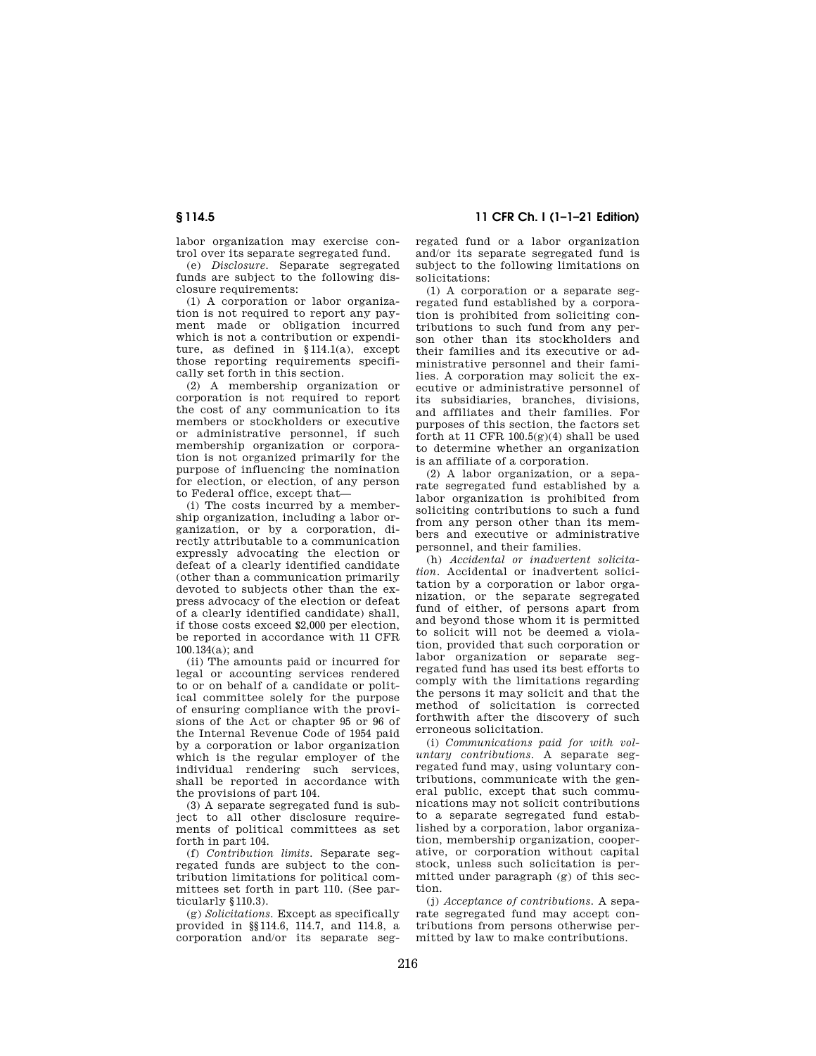labor organization may exercise control over its separate segregated fund.

(e) *Disclosure.* Separate segregated funds are subject to the following disclosure requirements:

(1) A corporation or labor organization is not required to report any payment made or obligation incurred which is not a contribution or expenditure, as defined in §114.1(a), except those reporting requirements specifically set forth in this section.

(2) A membership organization or corporation is not required to report the cost of any communication to its members or stockholders or executive or administrative personnel, if such membership organization or corporation is not organized primarily for the purpose of influencing the nomination for election, or election, of any person to Federal office, except that—

(i) The costs incurred by a membership organization, including a labor organization, or by a corporation, directly attributable to a communication expressly advocating the election or defeat of a clearly identified candidate (other than a communication primarily devoted to subjects other than the express advocacy of the election or defeat of a clearly identified candidate) shall, if those costs exceed $2,000 per election, be reported in accordance with 11 CFR 100.134(a); and

(ii) The amounts paid or incurred for legal or accounting services rendered to or on behalf of a candidate or political committee solely for the purpose of ensuring compliance with the provisions of the Act or chapter 95 or 96 of the Internal Revenue Code of 1954 paid by a corporation or labor organization which is the regular employer of the individual rendering such services, shall be reported in accordance with the provisions of part 104.

(3) A separate segregated fund is subject to all other disclosure requirements of political committees as set forth in part 104.

(f) *Contribution limits.* Separate segregated funds are subject to the contribution limitations for political committees set forth in part 110. (See particularly §110.3).

(g) *Solicitations.* Except as specifically provided in §§114.6, 114.7, and 114.8, a corporation and/or its separate segregated fund or a labor organization and/or its separate segregated fund is subject to the following limitations on solicitations:

(1) A corporation or a separate segregated fund established by a corporation is prohibited from soliciting contributions to such fund from any person other than its stockholders and their families and its executive or administrative personnel and their families. A corporation may solicit the executive or administrative personnel of its subsidiaries, branches, divisions, and affiliates and their families. For purposes of this section, the factors set forth at 11 CFR 100.5(g)(4) shall be used to determine whether an organization is an affiliate of a corporation.

(2) A labor organization, or a separate segregated fund established by a labor organization is prohibited from soliciting contributions to such a fund from any person other than its members and executive or administrative personnel, and their families.

(h) *Accidental or inadvertent solicitation.* Accidental or inadvertent solicitation by a corporation or labor organization, or the separate segregated fund of either, of persons apart from and beyond those whom it is permitted to solicit will not be deemed a violation, provided that such corporation or labor organization or separate segregated fund has used its best efforts to comply with the limitations regarding the persons it may solicit and that the method of solicitation is corrected forthwith after the discovery of such erroneous solicitation.

(i) *Communications paid for with voluntary contributions.* A separate segregated fund may, using voluntary contributions, communicate with the general public, except that such communications may not solicit contributions to a separate segregated fund established by a corporation, labor organization, membership organization, cooperative, or corporation without capital stock, unless such solicitation is permitted under paragraph (g) of this section.

(j) *Acceptance of contributions.* A separate segregated fund may accept contributions from persons otherwise permitted by law to make contributions.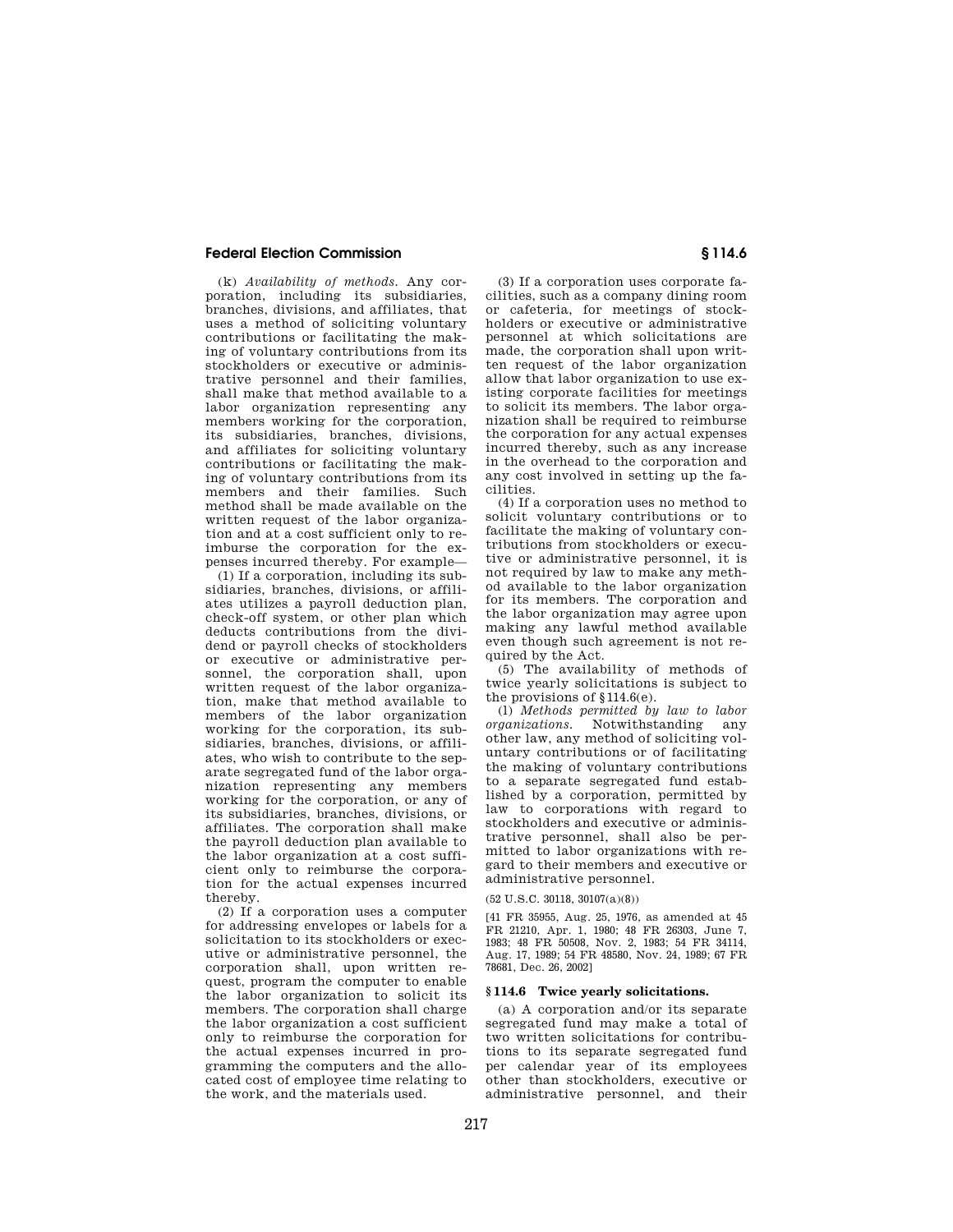(k) *Availability of methods.* Any corporation, including its subsidiaries, branches, divisions, and affiliates, that uses a method of soliciting voluntary contributions or facilitating the making of voluntary contributions from its stockholders or executive or administrative personnel and their families, shall make that method available to a labor organization representing any members working for the corporation, its subsidiaries, branches, divisions, and affiliates for soliciting voluntary contributions or facilitating the making of voluntary contributions from its members and their families. Such method shall be made available on the written request of the labor organization and at a cost sufficient only to reimburse the corporation for the expenses incurred thereby. For example—

(1) If a corporation, including its subsidiaries, branches, divisions, or affiliates utilizes a payroll deduction plan, check-off system, or other plan which deducts contributions from the dividend or payroll checks of stockholders or executive or administrative personnel, the corporation shall, upon written request of the labor organization, make that method available to members of the labor organization working for the corporation, its subsidiaries, branches, divisions, or affiliates, who wish to contribute to the separate segregated fund of the labor organization representing any members working for the corporation, or any of its subsidiaries, branches, divisions, or affiliates. The corporation shall make the payroll deduction plan available to the labor organization at a cost sufficient only to reimburse the corporation for the actual expenses incurred thereby.

(2) If a corporation uses a computer for addressing envelopes or labels for a solicitation to its stockholders or executive or administrative personnel, the corporation shall, upon written request, program the computer to enable the labor organization to solicit its members. The corporation shall charge the labor organization a cost sufficient only to reimburse the corporation for the actual expenses incurred in programming the computers and the allocated cost of employee time relating to the work, and the materials used.

(3) If a corporation uses corporate facilities, such as a company dining room or cafeteria, for meetings of stockholders or executive or administrative personnel at which solicitations are made, the corporation shall upon written request of the labor organization allow that labor organization to use existing corporate facilities for meetings to solicit its members. The labor organization shall be required to reimburse the corporation for any actual expenses incurred thereby, such as any increase in the overhead to the corporation and any cost involved in setting up the facilities.

(4) If a corporation uses no method to solicit voluntary contributions or to facilitate the making of voluntary contributions from stockholders or executive or administrative personnel, it is not required by law to make any method available to the labor organization for its members. The corporation and the labor organization may agree upon making any lawful method available even though such agreement is not required by the Act.

(5) The availability of methods of twice yearly solicitations is subject to the provisions of §114.6(e).

(l) *Methods permitted by law to labor organizations.* Notwithstanding any other law, any method of soliciting voluntary contributions or of facilitating the making of voluntary contributions to a separate segregated fund established by a corporation, permitted by law to corporations with regard to stockholders and executive or administrative personnel, shall also be permitted to labor organizations with regard to their members and executive or administrative personnel.

(52 U.S.C. 30118, 30107(a)(8))

[41 FR 35955, Aug. 25, 1976, as amended at 45 FR 21210, Apr. 1, 1980; 48 FR 26303, June 7, 1983; 48 FR 50508, Nov. 2, 1983; 54 FR 34114, Aug. 17, 1989; 54 FR 48580, Nov. 24, 1989; 67 FR 78681, Dec. 26, 2002]

## § 114.6 Twice yearly solicitations.

(a) A corporation and/or its separate segregated fund may make a total of two written solicitations for contributions to its separate segregated fund per calendar year of its employees other than stockholders, executive or administrative personnel, and their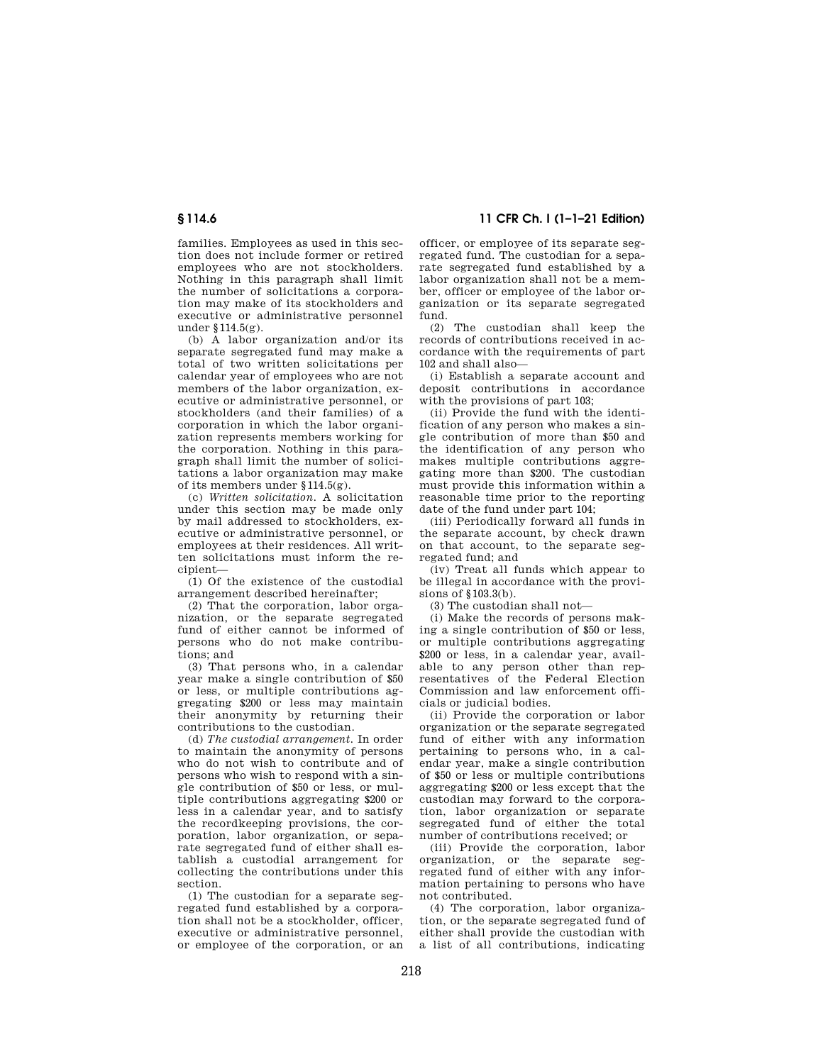families. Employees as used in this section does not include former or retired employees who are not stockholders. Nothing in this paragraph shall limit the number of solicitations a corporation may make of its stockholders and executive or administrative personnel under §114.5(g).

(b) A labor organization and/or its separate segregated fund may make a total of two written solicitations per calendar year of employees who are not members of the labor organization, executive or administrative personnel, or stockholders (and their families) of a corporation in which the labor organization represents members working for the corporation. Nothing in this paragraph shall limit the number of solicitations a labor organization may make of its members under §114.5(g).

(c) *Written solicitation.* A solicitation under this section may be made only by mail addressed to stockholders, executive or administrative personnel, or employees at their residences. All written solicitations must inform the recipient—

(1) Of the existence of the custodial arrangement described hereinafter;

(2) That the corporation, labor organization, or the separate segregated fund of either cannot be informed of persons who do not make contributions; and

(3) That persons who, in a calendar year make a single contribution of $50 or less, or multiple contributions aggregating $200 or less may maintain their anonymity by returning their contributions to the custodian.

(d) *The custodial arrangement.* In order to maintain the anonymity of persons who do not wish to contribute and of persons who wish to respond with a single contribution of $50 or less, or multiple contributions aggregating $200 or less in a calendar year, and to satisfy the recordkeeping provisions, the corporation, labor organization, or separate segregated fund of either shall establish a custodial arrangement for collecting the contributions under this section.

(1) The custodian for a separate segregated fund established by a corporation shall not be a stockholder, officer, executive or administrative personnel, or employee of the corporation, or an officer, or employee of its separate segregated fund. The custodian for a separate segregated fund established by a labor organization shall not be a member, officer or employee of the labor organization or its separate segregated fund.

(2) The custodian shall keep the records of contributions received in accordance with the requirements of part 102 and shall also—

(i) Establish a separate account and deposit contributions in accordance with the provisions of part 103;

(ii) Provide the fund with the identification of any person who makes a single contribution of more than $50 and the identification of any person who makes multiple contributions aggregating more than $200. The custodian must provide this information within a reasonable time prior to the reporting date of the fund under part 104;

(iii) Periodically forward all funds in the separate account, by check drawn on that account, to the separate segregated fund; and

(iv) Treat all funds which appear to be illegal in accordance with the provisions of §103.3(b).

(3) The custodian shall not—

(i) Make the records of persons making a single contribution of $50 or less, or multiple contributions aggregating $200 or less, in a calendar year, available to any person other than representatives of the Federal Election Commission and law enforcement officials or judicial bodies.

(ii) Provide the corporation or labor organization or the separate segregated fund of either with any information pertaining to persons who, in a calendar year, make a single contribution of $50 or less or multiple contributions aggregating $200 or less except that the custodian may forward to the corporation, labor organization or separate segregated fund of either the total number of contributions received; or

(iii) Provide the corporation, labor organization, or the separate segregated fund of either with any information pertaining to persons who have not contributed.

(4) The corporation, labor organization, or the separate segregated fund of either shall provide the custodian with a list of all contributions, indicating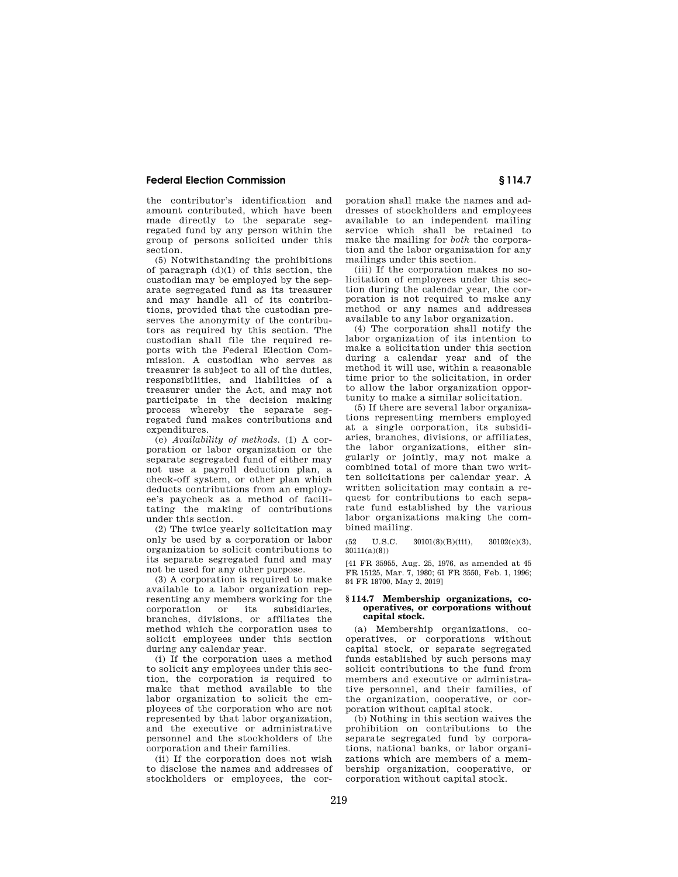the contributor's identification and amount contributed, which have been made directly to the separate segregated fund by any person within the group of persons solicited under this section.

(5) Notwithstanding the prohibitions of paragraph (d)(1) of this section, the custodian may be employed by the separate segregated fund as its treasurer and may handle all of its contributions, provided that the custodian preserves the anonymity of the contributors as required by this section. The custodian shall file the required reports with the Federal Election Commission. A custodian who serves as treasurer is subject to all of the duties, responsibilities, and liabilities of a treasurer under the Act, and may not participate in the decision making process whereby the separate segregated fund makes contributions and expenditures.

(e) *Availability of methods.* (1) A corporation or labor organization or the separate segregated fund of either may not use a payroll deduction plan, a check-off system, or other plan which deducts contributions from an employee's paycheck as a method of facilitating the making of contributions under this section.

(2) The twice yearly solicitation may only be used by a corporation or labor organization to solicit contributions to its separate segregated fund and may not be used for any other purpose.

(3) A corporation is required to make available to a labor organization representing any members working for the corporation or its subsidiaries, branches, divisions, or affiliates the method which the corporation uses to solicit employees under this section during any calendar year.

(i) If the corporation uses a method to solicit any employees under this section, the corporation is required to make that method available to the labor organization to solicit the employees of the corporation who are not represented by that labor organization, and the executive or administrative personnel and the stockholders of the corporation and their families.

(ii) If the corporation does not wish to disclose the names and addresses of stockholders or employees, the corporation shall make the names and addresses of stockholders and employees available to an independent mailing service which shall be retained to make the mailing for *both* the corporation and the labor organization for any mailings under this section.

(iii) If the corporation makes no solicitation of employees under this section during the calendar year, the corporation is not required to make any method or any names and addresses available to any labor organization.

(4) The corporation shall notify the labor organization of its intention to make a solicitation under this section during a calendar year and of the method it will use, within a reasonable time prior to the solicitation, in order to allow the labor organization opportunity to make a similar solicitation.

(5) If there are several labor organizations representing members employed at a single corporation, its subsidiaries, branches, divisions, or affiliates, the labor organizations, either singularly or jointly, may not make a combined total of more than two written solicitations per calendar year. A written solicitation may contain a request for contributions to each separate fund established by the various labor organizations making the combined mailing.

(52 U.S.C. 30101(8)(B)(iii), 30102(c)(3), 30111(a)(8))

[41 FR 35955, Aug. 25, 1976, as amended at 45 FR 15125, Mar. 7, 1980; 61 FR 3550, Feb. 1, 1996; 84 FR 18700, May 2, 2019]

## § 114.7 Membership organizations, cooperatives, or corporations without capital stock.

(a) Membership organizations, cooperatives, or corporations without capital stock, or separate segregated funds established by such persons may solicit contributions to the fund from members and executive or administrative personnel, and their families, of the organization, cooperative, or corporation without capital stock.

(b) Nothing in this section waives the prohibition on contributions to the separate segregated fund by corporations, national banks, or labor organizations which are members of a membership organization, cooperative, or corporation without capital stock.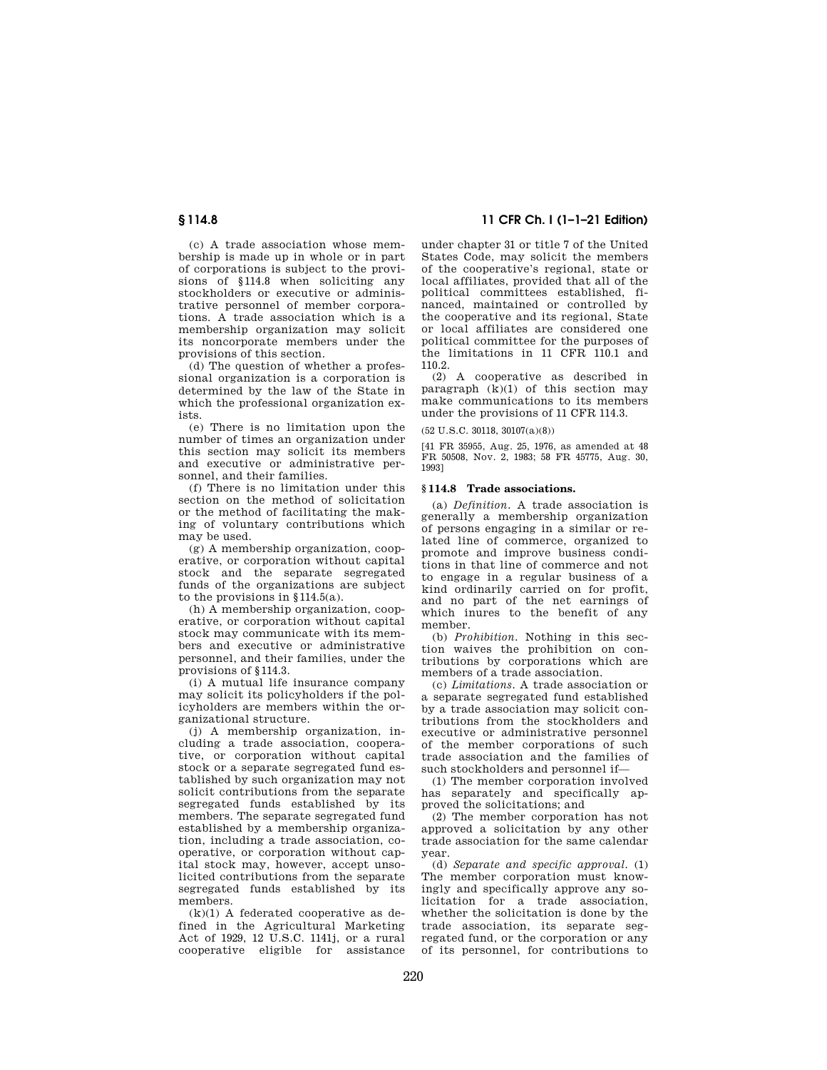(c) A trade association whose membership is made up in whole or in part of corporations is subject to the provisions of §114.8 when soliciting any stockholders or executive or administrative personnel of member corporations. A trade association which is a membership organization may solicit its noncorporate members under the provisions of this section.

(d) The question of whether a professional organization is a corporation is determined by the law of the State in which the professional organization exists.

(e) There is no limitation upon the number of times an organization under this section may solicit its members and executive or administrative personnel, and their families.

(f) There is no limitation under this section on the method of solicitation or the method of facilitating the making of voluntary contributions which may be used.

(g) A membership organization, cooperative, or corporation without capital stock and the separate segregated funds of the organizations are subject to the provisions in §114.5(a).

(h) A membership organization, cooperative, or corporation without capital stock may communicate with its members and executive or administrative personnel, and their families, under the provisions of §114.3.

(i) A mutual life insurance company may solicit its policyholders if the policyholders are members within the organizational structure.

(j) A membership organization, including a trade association, cooperative, or corporation without capital stock or a separate segregated fund established by such organization may not solicit contributions from the separate segregated funds established by its members. The separate segregated fund established by a membership organization, including a trade association, cooperative, or corporation without capital stock may, however, accept unsolicited contributions from the separate segregated funds established by its members.

(k)(1) A federated cooperative as defined in the Agricultural Marketing Act of 1929, 12 U.S.C. 1141j, or a rural cooperative eligible for assistance under chapter 31 or title 7 of the United States Code, may solicit the members of the cooperative's regional, state or local affiliates, provided that all of the political committees established, financed, maintained or controlled by the cooperative and its regional, State or local affiliates are considered one political committee for the purposes of the limitations in 11 CFR 110.1 and 110.2.

(2) A cooperative as described in paragraph (k)(1) of this section may make communications to its members under the provisions of 11 CFR 114.3.

(52 U.S.C. 30118, 30107(a)(8))

[41 FR 35955, Aug. 25, 1976, as amended at 48 FR 50508, Nov. 2, 1983; 58 FR 45775, Aug. 30, 1993]

## § 114.8 Trade associations.

(a) *Definition.* A trade association is generally a membership organization of persons engaging in a similar or related line of commerce, organized to promote and improve business conditions in that line of commerce and not to engage in a regular business of a kind ordinarily carried on for profit, and no part of the net earnings of which inures to the benefit of any member.

(b) *Prohibition.* Nothing in this section waives the prohibition on contributions by corporations which are members of a trade association.

(c) *Limitations.* A trade association or a separate segregated fund established by a trade association may solicit contributions from the stockholders and executive or administrative personnel of the member corporations of such trade association and the families of such stockholders and personnel if—

(1) The member corporation involved has separately and specifically approved the solicitations; and

(2) The member corporation has not approved a solicitation by any other trade association for the same calendar year.

(d) *Separate and specific approval.* (1) The member corporation must knowingly and specifically approve any solicitation for a trade association, whether the solicitation is done by the trade association, its separate segregated fund, or the corporation or any of its personnel, for contributions to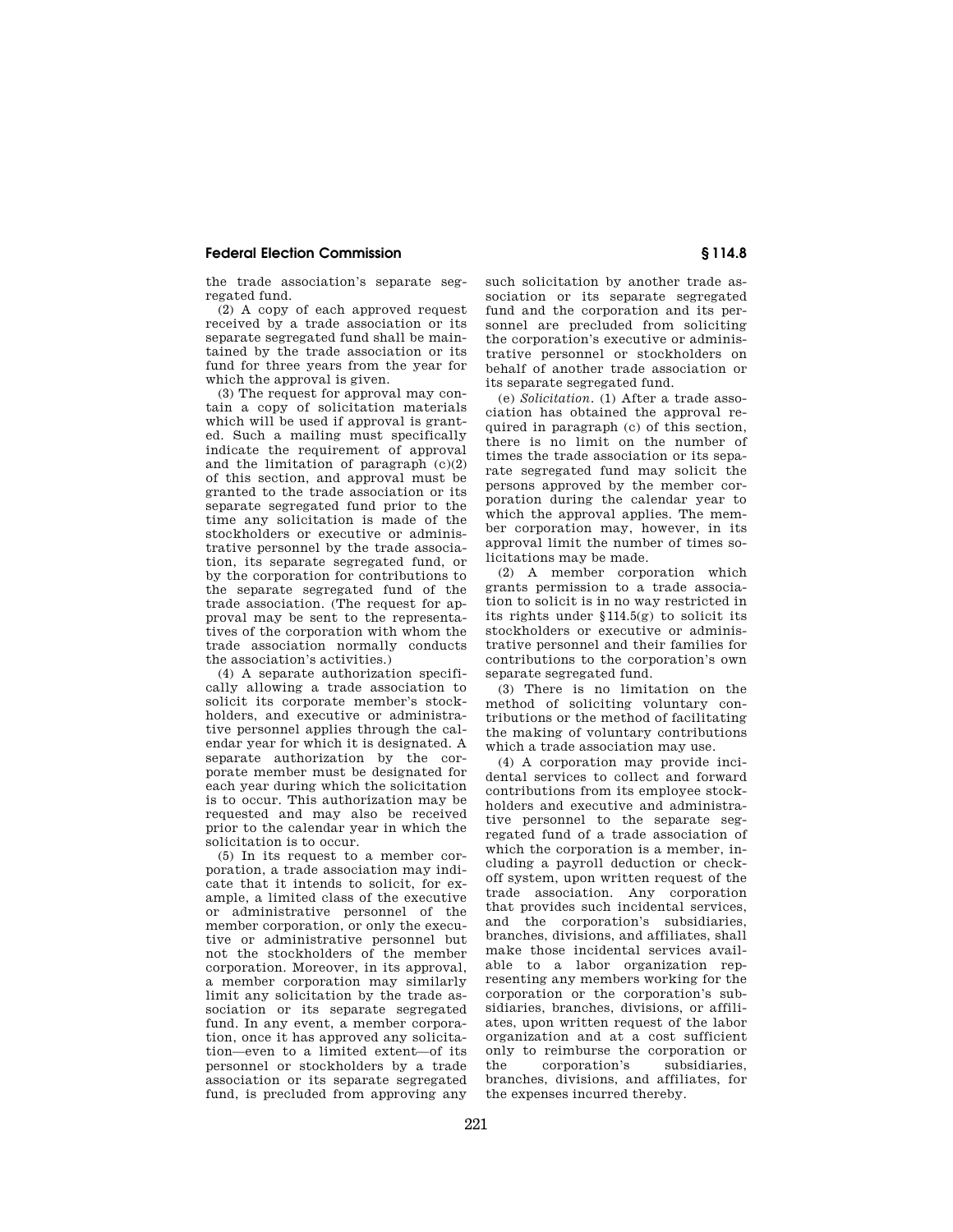the trade association's separate segregated fund.

(2) A copy of each approved request received by a trade association or its separate segregated fund shall be maintained by the trade association or its fund for three years from the year for which the approval is given.

(3) The request for approval may contain a copy of solicitation materials which will be used if approval is granted. Such a mailing must specifically indicate the requirement of approval and the limitation of paragraph (c)(2) of this section, and approval must be granted to the trade association or its separate segregated fund prior to the time any solicitation is made of the stockholders or executive or administrative personnel by the trade association, its separate segregated fund, or by the corporation for contributions to the separate segregated fund of the trade association. (The request for approval may be sent to the representatives of the corporation with whom the trade association normally conducts the association's activities.)

(4) A separate authorization specifically allowing a trade association to solicit its corporate member's stockholders, and executive or administrative personnel applies through the calendar year for which it is designated. A separate authorization by the corporate member must be designated for each year during which the solicitation is to occur. This authorization may be requested and may also be received prior to the calendar year in which the solicitation is to occur.

(5) In its request to a member corporation, a trade association may indicate that it intends to solicit, for example, a limited class of the executive or administrative personnel of the member corporation, or only the executive or administrative personnel but not the stockholders of the member corporation. Moreover, in its approval, a member corporation may similarly limit any solicitation by the trade association or its separate segregated fund. In any event, a member corporation, once it has approved any solicitation—even to a limited extent—of its personnel or stockholders by a trade association or its separate segregated fund, is precluded from approving any such solicitation by another trade association or its separate segregated fund and the corporation and its personnel are precluded from soliciting the corporation's executive or administrative personnel or stockholders on behalf of another trade association or its separate segregated fund.

(e) *Solicitation*. (1) After a trade association has obtained the approval required in paragraph (c) of this section, there is no limit on the number of times the trade association or its separate segregated fund may solicit the persons approved by the member corporation during the calendar year to which the approval applies. The member corporation may, however, in its approval limit the number of times solicitations may be made.

(2) A member corporation which grants permission to a trade association to solicit is in no way restricted in its rights under §114.5(g) to solicit its stockholders or executive or administrative personnel and their families for contributions to the corporation's own separate segregated fund.

(3) There is no limitation on the method of soliciting voluntary contributions or the method of facilitating the making of voluntary contributions which a trade association may use.

(4) A corporation may provide incidental services to collect and forward contributions from its employee stockholders and executive and administrative personnel to the separate segregated fund of a trade association of which the corporation is a member, including a payroll deduction or checkoff system, upon written request of the trade association. Any corporation that provides such incidental services, and the corporation's subsidiaries, branches, divisions, and affiliates, shall make those incidental services available to a labor organization representing any members working for the corporation or the corporation's subsidiaries, branches, divisions, or affiliates, upon written request of the labor organization and at a cost sufficient only to reimburse the corporation or the corporation's subsidiaries, branches, divisions, and affiliates, for the expenses incurred thereby.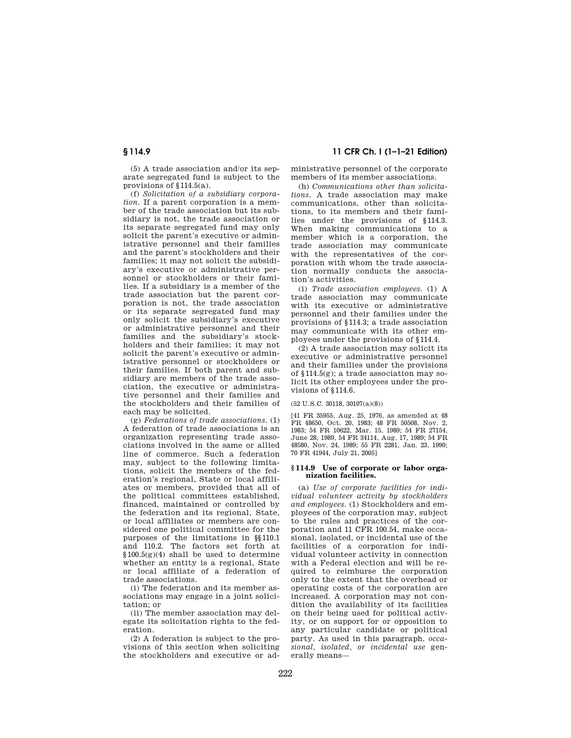(5) A trade association and/or its separate segregated fund is subject to the provisions of §114.5(a).

(f) *Solicitation of a subsidiary corporation.* If a parent corporation is a member of the trade association but its subsidiary is not, the trade association or its separate segregated fund may only solicit the parent's executive or administrative personnel and their families and the parent's stockholders and their families; it may not solicit the subsidiary's executive or administrative personnel or stockholders or their families. If a subsidiary is a member of the trade association but the parent corporation is not, the trade association or its separate segregated fund may only solicit the subsidiary's executive or administrative personnel and their families and the subsidiary's stockholders and their families; it may not solicit the parent's executive or administrative personnel or stockholders or their families. If both parent and subsidiary are members of the trade association, the executive or administrative personnel and their families and the stockholders and their families of each may be solicited.

(g) *Federations of trade associations.* (1) A federation of trade associations is an organization representing trade associations involved in the same or allied line of commerce. Such a federation may, subject to the following limitations, solicit the members of the federation's regional, State or local affiliates or members, provided that all of the political committees established, financed, maintained or controlled by the federation and its regional, State, or local affiliates or members are considered one political committee for the purposes of the limitations in §§110.1 and 110.2. The factors set forth at §100.5(g)(4) shall be used to determine whether an entity is a regional, State or local affiliate of a federation of trade associations.

(i) The federation and its member associations may engage in a joint solicitation; or

(ii) The member association may delegate its solicitation rights to the federation.

(2) A federation is subject to the provisions of this section when soliciting the stockholders and executive or administrative personnel of the corporate members of its member associations.

(h) *Communications other than solicitations.* A trade association may make communications, other than solicitations, to its members and their families under the provisions of §114.3. When making communications to a member which is a corporation, the trade association may communicate with the representatives of the corporation with whom the trade association normally conducts the association's activities.

(i) *Trade association employees.* (1) A trade association may communicate with its executive or administrative personnel and their families under the provisions of §114.3; a trade association may communicate with its other employees under the provisions of §114.4.

(2) A trade association may solicit its executive or administrative personnel and their families under the provisions of §114.5(g); a trade association may solicit its other employees under the provisions of §114.6.

(52 U.S.C. 30118, 30107(a)(8))

[41 FR 35955, Aug. 25, 1976, as amended at 48 FR 48650, Oct. 20, 1983; 48 FR 50508, Nov. 2, 1983; 54 FR 10622, Mar. 15, 1989; 54 FR 27154, June 28, 1989, 54 FR 34114, Aug. 17, 1989; 54 FR 48580, Nov. 24, 1989; 55 FR 2281, Jan. 23, 1990; 70 FR 41944, July 21, 2005]

### §114.9 Use of corporate or labor organization facilities.

(a) *Use of corporate facilities for individual volunteer activity by stockholders and employees.* (1) Stockholders and employees of the corporation may, subject to the rules and practices of the corporation and 11 CFR 100.54, make occasional, isolated, or incidental use of the facilities of a corporation for individual volunteer activity in connection with a Federal election and will be required to reimburse the corporation only to the extent that the overhead or operating costs of the corporation are increased. A corporation may not condition the availability of its facilities on their being used for political activity, or on support for or opposition to any particular candidate or political party. As used in this paragraph, *occasional, isolated, or incidental use* generally means—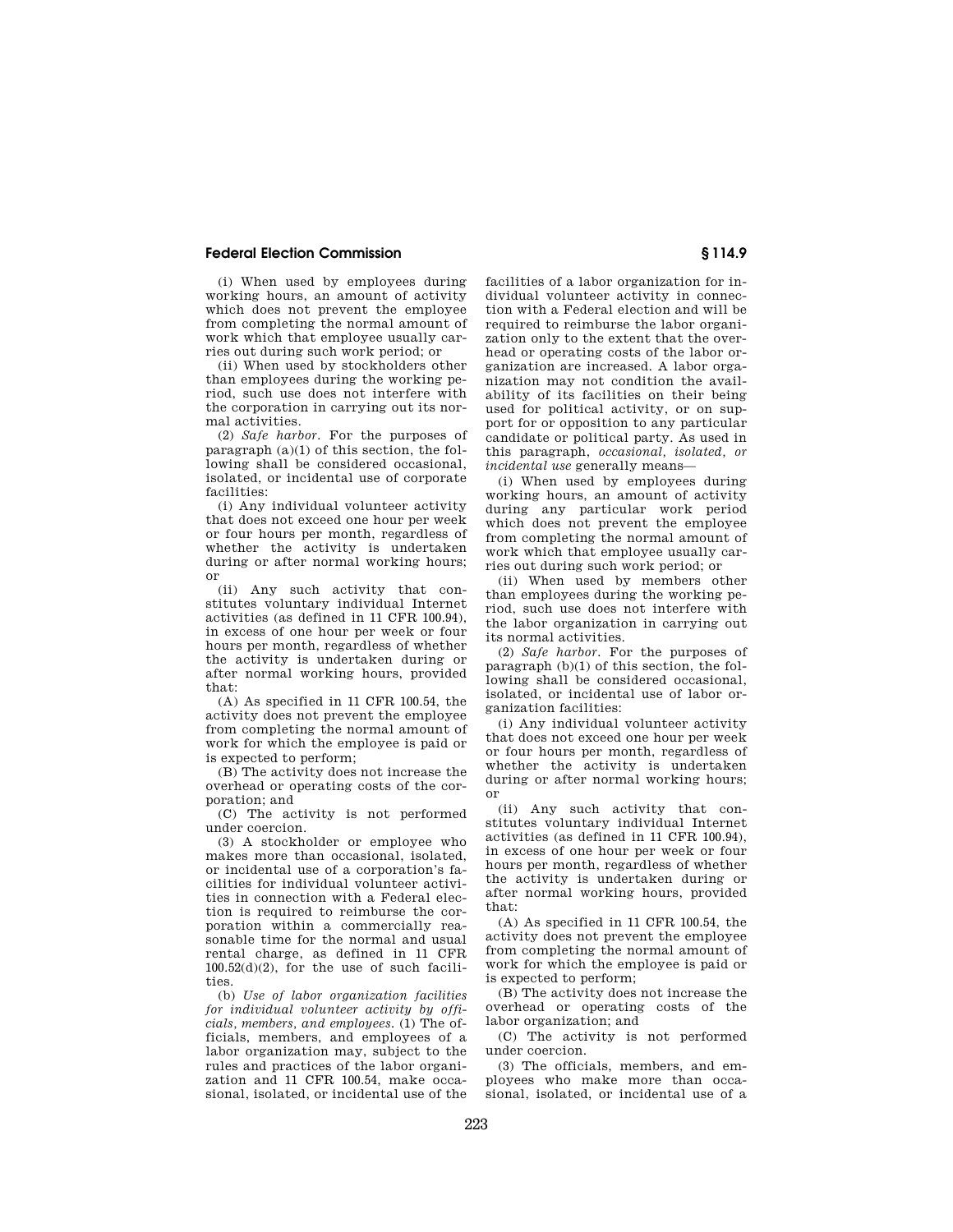(i) When used by employees during working hours, an amount of activity which does not prevent the employee from completing the normal amount of work which that employee usually carries out during such work period; or

(ii) When used by stockholders other than employees during the working period, such use does not interfere with the corporation in carrying out its normal activities.

(2) *Safe harbor.* For the purposes of paragraph (a)(1) of this section, the following shall be considered occasional, isolated, or incidental use of corporate facilities:

(i) Any individual volunteer activity that does not exceed one hour per week or four hours per month, regardless of whether the activity is undertaken during or after normal working hours; or

(ii) Any such activity that constitutes voluntary individual Internet activities (as defined in 11 CFR 100.94), in excess of one hour per week or four hours per month, regardless of whether the activity is undertaken during or after normal working hours, provided that:

(A) As specified in 11 CFR 100.54, the activity does not prevent the employee from completing the normal amount of work for which the employee is paid or is expected to perform;

(B) The activity does not increase the overhead or operating costs of the corporation; and

(C) The activity is not performed under coercion.

(3) A stockholder or employee who makes more than occasional, isolated, or incidental use of a corporation's facilities for individual volunteer activities in connection with a Federal election is required to reimburse the corporation within a commercially reasonable time for the normal and usual rental charge, as defined in 11 CFR 100.52(d)(2), for the use of such facilities.

(b) *Use of labor organization facilities for individual volunteer activity by officials, members, and employees.* (1) The officials, members, and employees of a labor organization may, subject to the rules and practices of the labor organization and 11 CFR 100.54, make occasional, isolated, or incidental use of the facilities of a labor organization for individual volunteer activity in connection with a Federal election and will be required to reimburse the labor organization only to the extent that the overhead or operating costs of the labor organization are increased. A labor organization may not condition the availability of its facilities on their being used for political activity, or on support for or opposition to any particular candidate or political party. As used in this paragraph, *occasional, isolated, or incidental use* generally means—

(i) When used by employees during working hours, an amount of activity during any particular work period which does not prevent the employee from completing the normal amount of work which that employee usually carries out during such work period; or

(ii) When used by members other than employees during the working period, such use does not interfere with the labor organization in carrying out its normal activities.

(2) *Safe harbor.* For the purposes of paragraph (b)(1) of this section, the following shall be considered occasional, isolated, or incidental use of labor organization facilities:

(i) Any individual volunteer activity that does not exceed one hour per week or four hours per month, regardless of whether the activity is undertaken during or after normal working hours; or

(ii) Any such activity that constitutes voluntary individual Internet activities (as defined in 11 CFR 100.94), in excess of one hour per week or four hours per month, regardless of whether the activity is undertaken during or after normal working hours, provided that:

(A) As specified in 11 CFR 100.54, the activity does not prevent the employee from completing the normal amount of work for which the employee is paid or is expected to perform;

(B) The activity does not increase the overhead or operating costs of the labor organization; and

(C) The activity is not performed under coercion.

(3) The officials, members, and employees who make more than occasional, isolated, or incidental use of a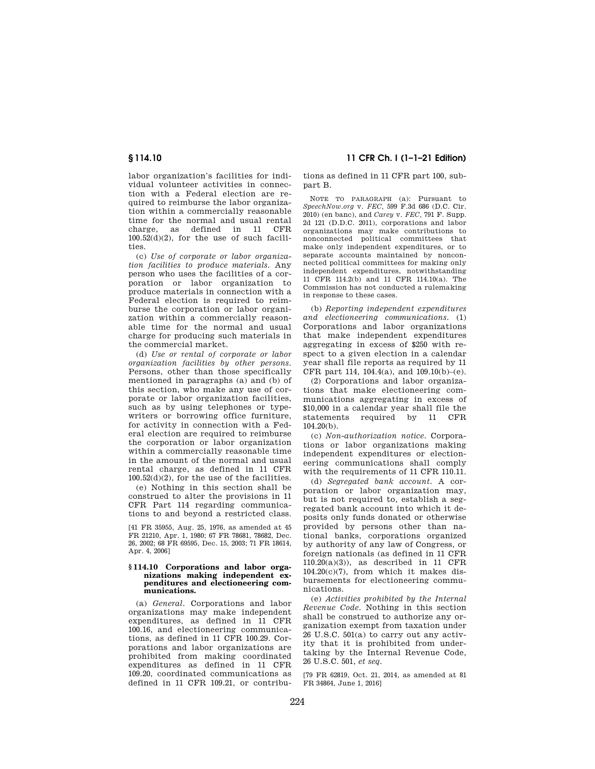labor organization's facilities for individual volunteer activities in connection with a Federal election are required to reimburse the labor organization within a commercially reasonable time for the normal and usual rental charge, as defined in 11 CFR 100.52(d)(2), for the use of such facilities.

(c) *Use of corporate or labor organization facilities to produce materials.* Any person who uses the facilities of a corporation or labor organization to produce materials in connection with a Federal election is required to reimburse the corporation or labor organization within a commercially reasonable time for the normal and usual charge for producing such materials in the commercial market.

(d) *Use or rental of corporate or labor organization facilities by other persons.* Persons, other than those specifically mentioned in paragraphs (a) and (b) of this section, who make any use of corporate or labor organization facilities, such as by using telephones or typewriters or borrowing office furniture, for activity in connection with a Federal election are required to reimburse the corporation or labor organization within a commercially reasonable time in the amount of the normal and usual rental charge, as defined in 11 CFR 100.52(d)(2), for the use of the facilities.

(e) Nothing in this section shall be construed to alter the provisions in 11 CFR Part 114 regarding communications to and beyond a restricted class.

[41 FR 35955, Aug. 25, 1976, as amended at 45 FR 21210, Apr. 1, 1980; 67 FR 78681, 78682, Dec. 26, 2002; 68 FR 69595, Dec. 15, 2003; 71 FR 18614, Apr. 4, 2006]

### § 114.10 Corporations and labor organizations making independent expenditures and electioneering communications.

(a) *General.* Corporations and labor organizations may make independent expenditures, as defined in 11 CFR 100.16, and electioneering communications, as defined in 11 CFR 100.29. Corporations and labor organizations are prohibited from making coordinated expenditures as defined in 11 CFR 109.20, coordinated communications as defined in 11 CFR 109.21, or contributions as defined in 11 CFR part 100, subpart B.

NOTE TO PARAGRAPH (a): Pursuant to *SpeechNow.org* v. *FEC*, 599 F.3d 686 (D.C. Cir. 2010) (en banc), and *Carey* v. *FEC*, 791 F. Supp. 2d 121 (D.D.C. 2011), corporations and labor organizations may make contributions to nonconnected political committees that make only independent expenditures, or to separate accounts maintained by nonconnected political committees for making only independent expenditures, notwithstanding 11 CFR 114.2(b) and 11 CFR 114.10(a). The Commission has not conducted a rulemaking in response to these cases.

(b) *Reporting independent expenditures and electioneering communications.* (1) Corporations and labor organizations that make independent expenditures aggregating in excess of $250 with respect to a given election in a calendar year shall file reports as required by 11 CFR part 114, 104.4(a), and 109.10(b)–(e).

(2) Corporations and labor organizations that make electioneering communications aggregating in excess of $10,000 in a calendar year shall file the statements required by 11 CFR 104.20(b).

(c) *Non-authorization notice.* Corporations or labor organizations making independent expenditures or electioneering communications shall comply with the requirements of 11 CFR 110.11.

(d) *Segregated bank account.* A corporation or labor organization may, but is not required to, establish a segregated bank account into which it deposits only funds donated or otherwise provided by persons other than national banks, corporations organized by authority of any law of Congress, or foreign nationals (as defined in 11 CFR 110.20(a)(3)), as described in 11 CFR 104.20(c)(7), from which it makes disbursements for electioneering communications.

(e) *Activities prohibited by the Internal Revenue Code.* Nothing in this section shall be construed to authorize any organization exempt from taxation under 26 U.S.C. 501(a) to carry out any activity that it is prohibited from undertaking by the Internal Revenue Code, 26 U.S.C. 501, *et seq.*

[79 FR 62819, Oct. 21, 2014, as amended at 81 FR 34864, June 1, 2016]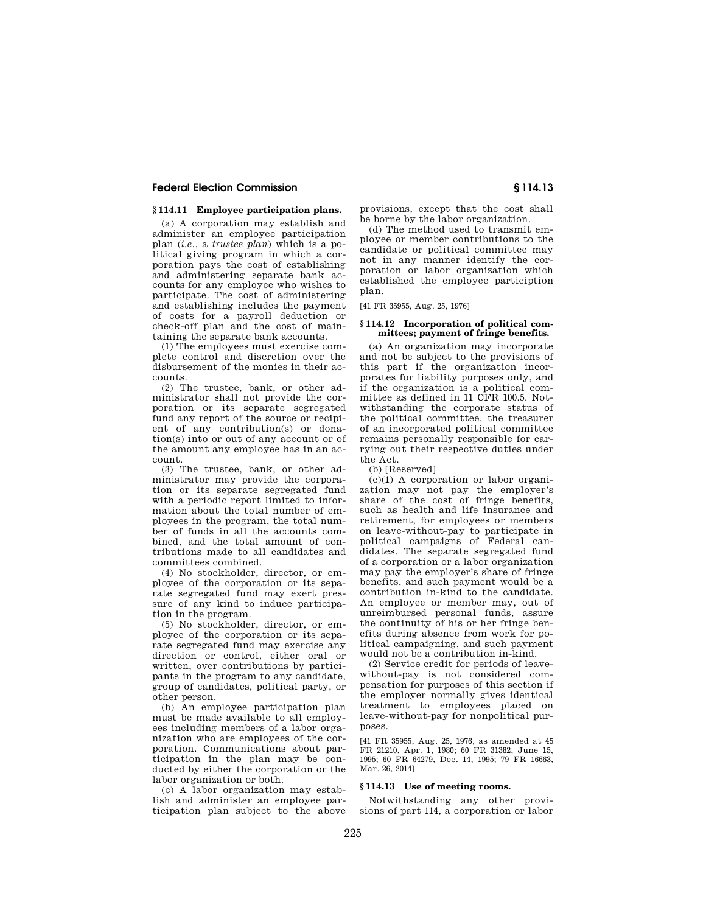## § 114.11 Employee participation plans.

(a) A corporation may establish and administer an employee participation plan (*i.e.*, a *trustee plan*) which is a political giving program in which a corporation pays the cost of establishing and administering separate bank accounts for any employee who wishes to participate. The cost of administering and establishing includes the payment of costs for a payroll deduction or check-off plan and the cost of maintaining the separate bank accounts.

(1) The employees must exercise complete control and discretion over the disbursement of the monies in their accounts.

(2) The trustee, bank, or other administrator shall not provide the corporation or its separate segregated fund any report of the source or recipient of any contribution(s) or donation(s) into or out of any account or of the amount any employee has in an account.

(3) The trustee, bank, or other administrator may provide the corporation or its separate segregated fund with a periodic report limited to information about the total number of employees in the program, the total number of funds in all the accounts combined, and the total amount of contributions made to all candidates and committees combined.

(4) No stockholder, director, or employee of the corporation or its separate segregated fund may exert pressure of any kind to induce participation in the program.

(5) No stockholder, director, or employee of the corporation or its separate segregated fund may exercise any direction or control, either oral or written, over contributions by participants in the program to any candidate, group of candidates, political party, or other person.

(b) An employee participation plan must be made available to all employees including members of a labor organization who are employees of the corporation. Communications about participation in the plan may be conducted by either the corporation or the labor organization or both.

(c) A labor organization may establish and administer an employee participation plan subject to the above provisions, except that the cost shall be borne by the labor organization.

(d) The method used to transmit employee or member contributions to the candidate or political committee may not in any manner identify the corporation or labor organization which established the employee particiption plan.

[41 FR 35955, Aug. 25, 1976]

## § 114.12 Incorporation of political committees; payment of fringe benefits.

(a) An organization may incorporate and not be subject to the provisions of this part if the organization incorporates for liability purposes only, and if the organization is a political committee as defined in 11 CFR 100.5. Notwithstanding the corporate status of the political committee, the treasurer of an incorporated political committee remains personally responsible for carrying out their respective duties under the Act.

(b) [Reserved]

(c)(1) A corporation or labor organization may not pay the employer's share of the cost of fringe benefits, such as health and life insurance and retirement, for employees or members on leave-without-pay to participate in political campaigns of Federal candidates. The separate segregated fund of a corporation or a labor organization may pay the employer's share of fringe benefits, and such payment would be a contribution in-kind to the candidate. An employee or member may, out of unreimbursed personal funds, assure the continuity of his or her fringe benefits during absence from work for political campaigning, and such payment would not be a contribution in-kind.

(2) Service credit for periods of leave-without-pay is not considered compensation for purposes of this section if the employer normally gives identical treatment to employees placed on leave-without-pay for nonpolitical purposes.

[41 FR 35955, Aug. 25, 1976, as amended at 45 FR 21210, Apr. 1, 1980; 60 FR 31382, June 15, 1995; 60 FR 64279, Dec. 14, 1995; 79 FR 16663, Mar. 26, 2014]

## § 114.13 Use of meeting rooms.

Notwithstanding any other provisions of part 114, a corporation or labor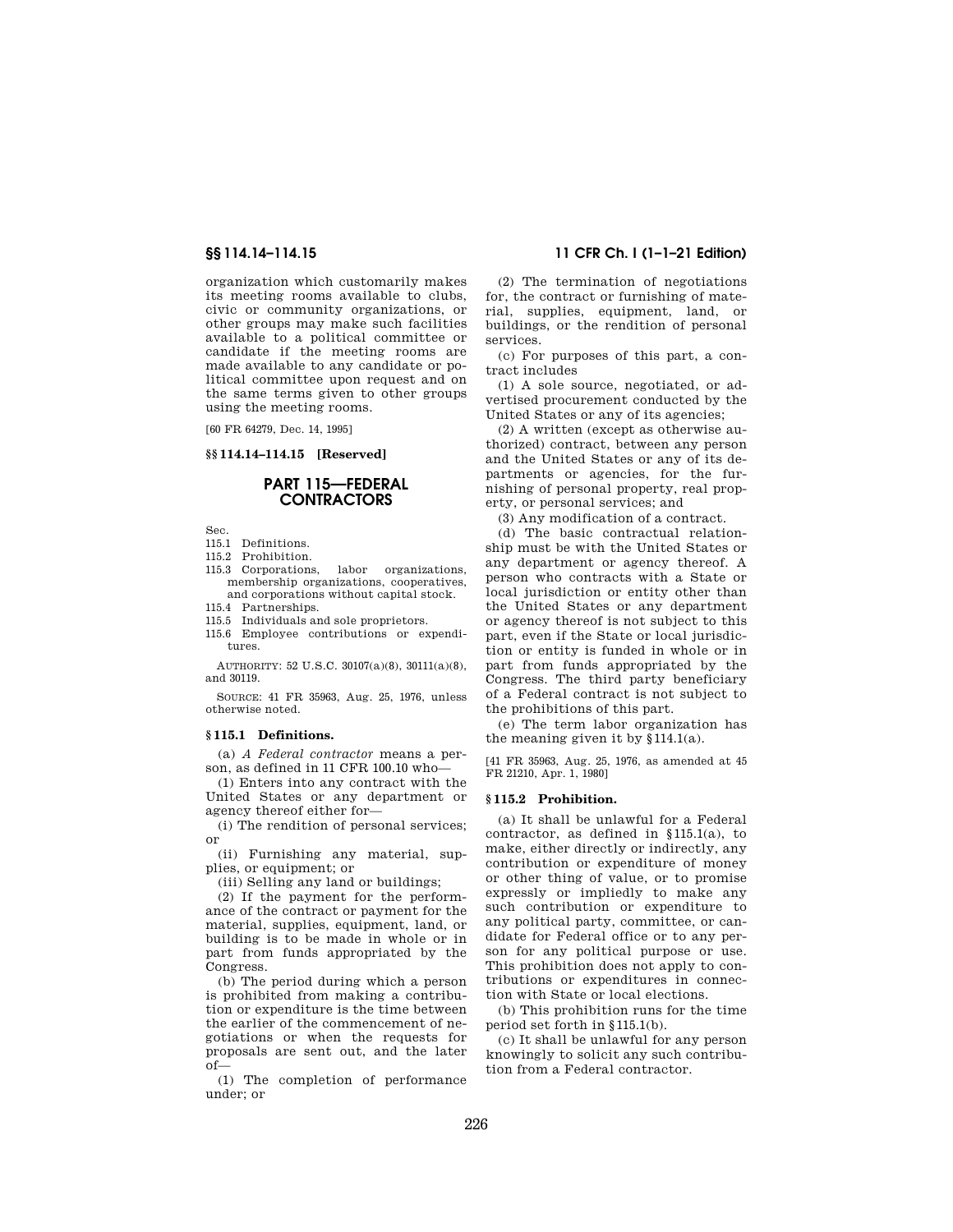organization which customarily makes its meeting rooms available to clubs, civic or community organizations, or other groups may make such facilities available to a political committee or candidate if the meeting rooms are made available to any candidate or political committee upon request and on the same terms given to other groups using the meeting rooms.

[60 FR 64279, Dec. 14, 1995]

### §§ 114.14–114.15 [Reserved]

## PART 115—FEDERAL CONTRACTORS

Sec.
115.1 Definitions.
115.2 Prohibition.
115.3 Corporations, labor organizations, membership organizations, cooperatives, and corporations without capital stock.
115.4 Partnerships.
115.5 Individuals and sole proprietors.
115.6 Employee contributions or expenditures.

AUTHORITY: 52 U.S.C. 30107(a)(8), 30111(a)(8), and 30119.

SOURCE: 41 FR 35963, Aug. 25, 1976, unless otherwise noted.

### § 115.1 Definitions.

(a) *A Federal contractor* means a person, as defined in 11 CFR 100.10 who—

(1) Enters into any contract with the United States or any department or agency thereof either for—

(i) The rendition of personal services; or

(ii) Furnishing any material, supplies, or equipment; or

(iii) Selling any land or buildings;

(2) If the payment for the performance of the contract or payment for the material, supplies, equipment, land, or building is to be made in whole or in part from funds appropriated by the Congress.

(b) The period during which a person is prohibited from making a contribution or expenditure is the time between the earlier of the commencement of negotiations or when the requests for proposals are sent out, and the later of—

(1) The completion of performance under; or

(2) The termination of negotiations for, the contract or furnishing of material, supplies, equipment, land, or buildings, or the rendition of personal services.

(c) For purposes of this part, a contract includes

(1) A sole source, negotiated, or advertised procurement conducted by the United States or any of its agencies;

(2) A written (except as otherwise authorized) contract, between any person and the United States or any of its departments or agencies, for the furnishing of personal property, real property, or personal services; and

(3) Any modification of a contract.

(d) The basic contractual relationship must be with the United States or any department or agency thereof. A person who contracts with a State or local jurisdiction or entity other than the United States or any department or agency thereof is not subject to this part, even if the State or local jurisdiction or entity is funded in whole or in part from funds appropriated by the Congress. The third party beneficiary of a Federal contract is not subject to the prohibitions of this part.

(e) The term labor organization has the meaning given it by §114.1(a).

[41 FR 35963, Aug. 25, 1976, as amended at 45 FR 21210, Apr. 1, 1980]

### § 115.2 Prohibition.

(a) It shall be unlawful for a Federal contractor, as defined in §115.1(a), to make, either directly or indirectly, any contribution or expenditure of money or other thing of value, or to promise expressly or impliedly to make any such contribution or expenditure to any political party, committee, or candidate for Federal office or to any person for any political purpose or use. This prohibition does not apply to contributions or expenditures in connection with State or local elections.

(b) This prohibition runs for the time period set forth in §115.1(b).

(c) It shall be unlawful for any person knowingly to solicit any such contribution from a Federal contractor.